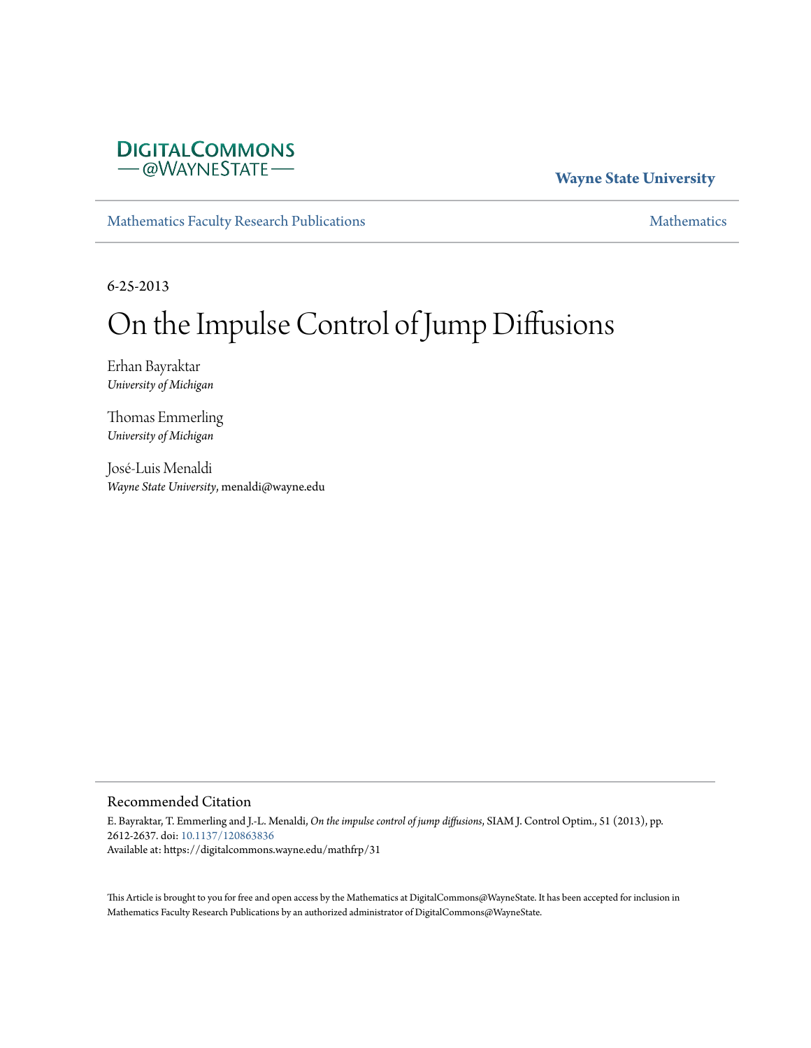DigitalCommons @WayneState

**Wayne State University**

Mathematics Faculty Research Publications

Mathematics

6-25-2013

# On the Impulse Control of Jump Diffusions

Erhan Bayraktar
*University of Michigan*

Thomas Emmerling
*University of Michigan*

José-Luis Menaldi
*Wayne State University*, menaldi@wayne.edu

## Recommended Citation

E. Bayraktar, T. Emmerling and J.-L. Menaldi, *On the impulse control of jump diffusions*, SIAM J. Control Optim., 51 (2013), pp. 2612-2637. doi: 10.1137/120863836
Available at: https://digitalcommons.wayne.edu/mathfrp/31

This Article is brought to you for free and open access by the Mathematics at DigitalCommons@WayneState. It has been accepted for inclusion in Mathematics Faculty Research Publications by an authorized administrator of DigitalCommons@WayneState.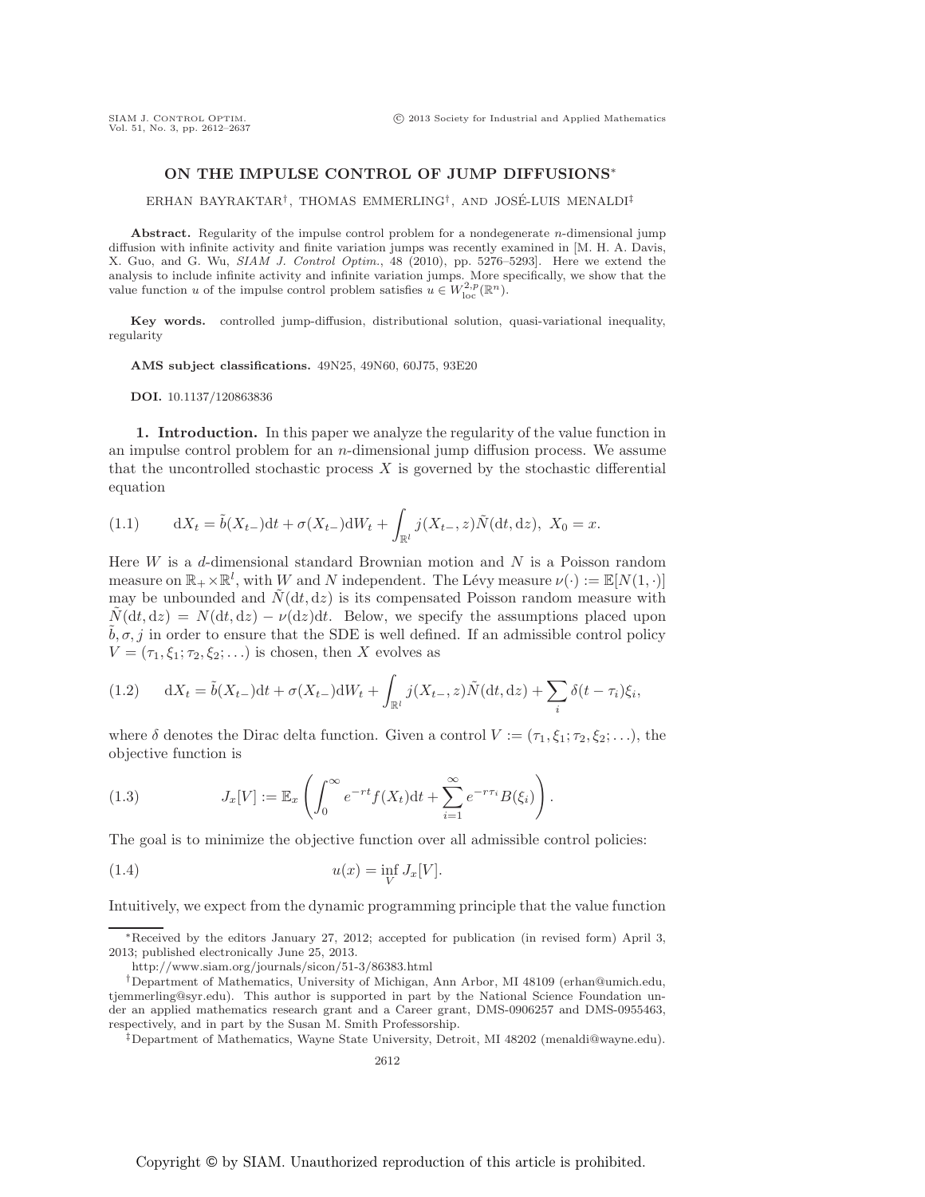# ON THE IMPULSE CONTROL OF JUMP DIFFUSIONS*

ERHAN BAYRAKTAR[†], THOMAS EMMERLING[†], AND JOSÉ-LUIS MENALDI[‡]

**Abstract.** Regularity of the impulse control problem for a nondegenerate $n$-dimensional jump diffusion with infinite activity and finite variation jumps was recently examined in [M. H. A. Davis, X. Guo, and G. Wu, *SIAM J. Control Optim.*, 48 (2010), pp. 5276–5293]. Here we extend the analysis to include infinite activity and infinite variation jumps. More specifically, we show that the value function $u$ of the impulse control problem satisfies $u \in W^{2,p}_{\text{loc}}(\mathbb{R}^n)$.

**Key words.** controlled jump-diffusion, distributional solution, quasi-variational inequality, regularity

**AMS subject classifications.** 49N25, 49N60, 60J75, 93E20

**DOI.** 10.1137/120863836

## 1. Introduction.

In this paper we analyze the regularity of the value function in an impulse control problem for an $n$-dimensional jump diffusion process. We assume that the uncontrolled stochastic process $X$ is governed by the stochastic differential equation

$$
\mathrm{d}X_t = \tilde{b}(X_{t-})\mathrm{d}t + \sigma(X_{t-})\mathrm{d}W_t + \int_{\mathbb{R}^l} j(X_{t-}, z)\tilde{N}(\mathrm{d}t, \mathrm{d}z), \; X_0 = x. \tag{1.1}
$$

Here $W$ is a $d$-dimensional standard Brownian motion and $N$ is a Poisson random measure on $\mathbb{R}_+ \times \mathbb{R}^l$, with $W$ and $N$ independent. The Lévy measure $\nu(\cdot) := \mathbb{E}[N(1, \cdot)]$ may be unbounded and $\tilde{N}(\mathrm{d}t, \mathrm{d}z)$ is its compensated Poisson random measure with $\tilde{N}(\mathrm{d}t, \mathrm{d}z) = N(\mathrm{d}t, \mathrm{d}z) - \nu(\mathrm{d}z)\mathrm{d}t$. Below, we specify the assumptions placed upon $\tilde{b}, \sigma, j$ in order to ensure that the SDE is well defined. If an admissible control policy $V = (\tau_1, \xi_1; \tau_2, \xi_2; \ldots)$ is chosen, then $X$ evolves as

$$
\mathrm{d}X_t = \tilde{b}(X_{t-})\mathrm{d}t + \sigma(X_{t-})\mathrm{d}W_t + \int_{\mathbb{R}^l} j(X_{t-}, z)\tilde{N}(\mathrm{d}t, \mathrm{d}z) + \sum_i \delta(t - \tau_i)\xi_i, \tag{1.2}
$$

where $\delta$ denotes the Dirac delta function. Given a control $V := (\tau_1, \xi_1; \tau_2, \xi_2; \ldots)$, the objective function is

$$
J_x[V] := \mathbb{E}_x \left( \int_0^\infty e^{-rt} f(X_t)\mathrm{d}t + \sum_{i=1}^\infty e^{-r\tau_i} B(\xi_i) \right). \tag{1.3}
$$

The goal is to minimize the objective function over all admissible control policies:

$$
u(x) = \inf_V J_x[V]. \tag{1.4}
$$

Intuitively, we expect from the dynamic programming principle that the value function

---

*Received by the editors January 27, 2012; accepted for publication (in revised form) April 3, 2013; published electronically June 25, 2013.
http://www.siam.org/journals/sicon/51-3/86383.html

[†]Department of Mathematics, University of Michigan, Ann Arbor, MI 48109 (erhan@umich.edu, tjemmerling@syr.edu). This author is supported in part by the National Science Foundation under an applied mathematics research grant and a Career grant, DMS-0906257 and DMS-0955463, respectively, and in part by the Susan M. Smith Professorship.

[‡]Department of Mathematics, Wayne State University, Detroit, MI 48202 (menaldi@wayne.edu).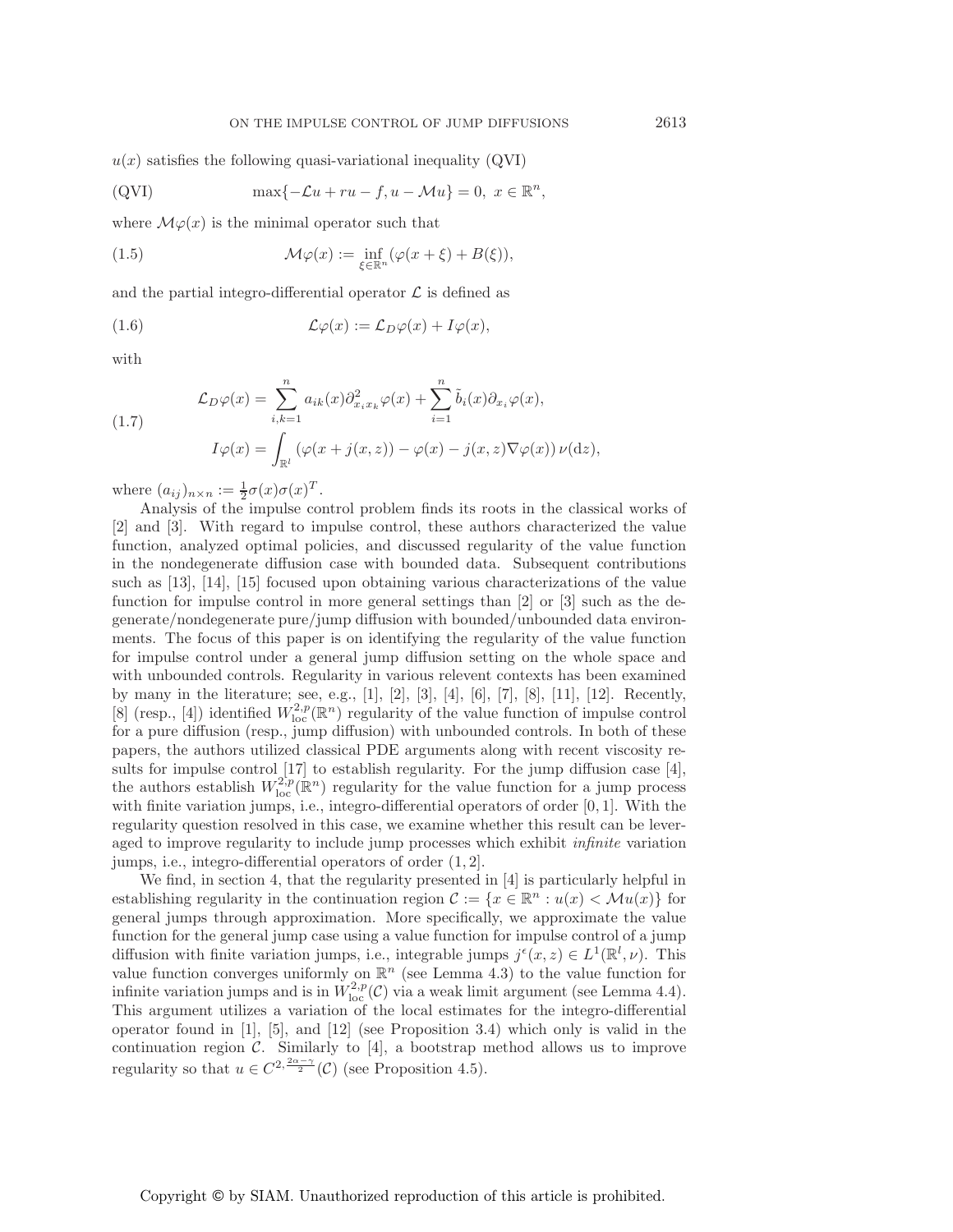$u(x)$ satisfies the following quasi-variational inequality (QVI)

$$\text{(QVI)} \qquad \max\{-\mathcal{L}u + ru - f, u - \mathcal{M}u\} = 0, \; x \in \mathbb{R}^n,$$

where $\mathcal{M}\varphi(x)$ is the minimal operator such that

$$\mathcal{M}\varphi(x) := \inf_{\xi \in \mathbb{R}^n} (\varphi(x+\xi) + B(\xi)), \tag{1.5}$$

and the partial integro-differential operator $\mathcal{L}$ is defined as

$$\mathcal{L}\varphi(x) := \mathcal{L}_D\varphi(x) + I\varphi(x), \tag{1.6}$$

with

$$\begin{aligned} \mathcal{L}_D\varphi(x) &= \sum_{i,k=1}^{n} a_{ik}(x)\partial^2_{x_i x_k}\varphi(x) + \sum_{i=1}^{n} \tilde{b}_i(x)\partial_{x_i}\varphi(x), \\ I\varphi(x) &= \int_{\mathbb{R}^l} \left(\varphi(x + j(x,z)) - \varphi(x) - j(x,z)\nabla\varphi(x)\right)\nu(\mathrm{d}z), \end{aligned} \tag{1.7}$$

where $(a_{ij})_{n\times n} := \frac{1}{2}\sigma(x)\sigma(x)^T$.

Analysis of the impulse control problem finds its roots in the classical works of [2] and [3]. With regard to impulse control, these authors characterized the value function, analyzed optimal policies, and discussed regularity of the value function in the nondegenerate diffusion case with bounded data. Subsequent contributions such as [13], [14], [15] focused upon obtaining various characterizations of the value function for impulse control in more general settings than [2] or [3] such as the degenerate/nondegenerate pure/jump diffusion with bounded/unbounded data environments. The focus of this paper is on identifying the regularity of the value function for impulse control under a general jump diffusion setting on the whole space and with unbounded controls. Regularity in various relevent contexts has been examined by many in the literature; see, e.g., [1], [2], [3], [4], [6], [7], [8], [11], [12]. Recently, [8] (resp., [4]) identified $W^{2,p}_{\mathrm{loc}}(\mathbb{R}^n)$ regularity of the value function of impulse control for a pure diffusion (resp., jump diffusion) with unbounded controls. In both of these papers, the authors utilized classical PDE arguments along with recent viscosity results for impulse control [17] to establish regularity. For the jump diffusion case [4], the authors establish $W^{2,p}_{\mathrm{loc}}(\mathbb{R}^n)$ regularity for the value function for a jump process with finite variation jumps, i.e., integro-differential operators of order $[0, 1]$. With the regularity question resolved in this case, we examine whether this result can be leveraged to improve regularity to include jump processes which exhibit *infinite* variation jumps, i.e., integro-differential operators of order $(1, 2]$.

We find, in section 4, that the regularity presented in [4] is particularly helpful in establishing regularity in the continuation region $\mathcal{C} := \{x \in \mathbb{R}^n : u(x) < \mathcal{M}u(x)\}$ for general jumps through approximation. More specifically, we approximate the value function for the general jump case using a value function for impulse control of a jump diffusion with finite variation jumps, i.e., integrable jumps $j^\epsilon(x, z) \in L^1(\mathbb{R}^l, \nu)$. This value function converges uniformly on $\mathbb{R}^n$ (see Lemma 4.3) to the value function for infinite variation jumps and is in $W^{2,p}_{\mathrm{loc}}(\mathcal{C})$ via a weak limit argument (see Lemma 4.4). This argument utilizes a variation of the local estimates for the integro-differential operator found in [1], [5], and [12] (see Proposition 3.4) which only is valid in the continuation region $\mathcal{C}$. Similarly to [4], a bootstrap method allows us to improve regularity so that $u \in C^{2,\frac{2\alpha-\gamma}{2}}(\mathcal{C})$ (see Proposition 4.5).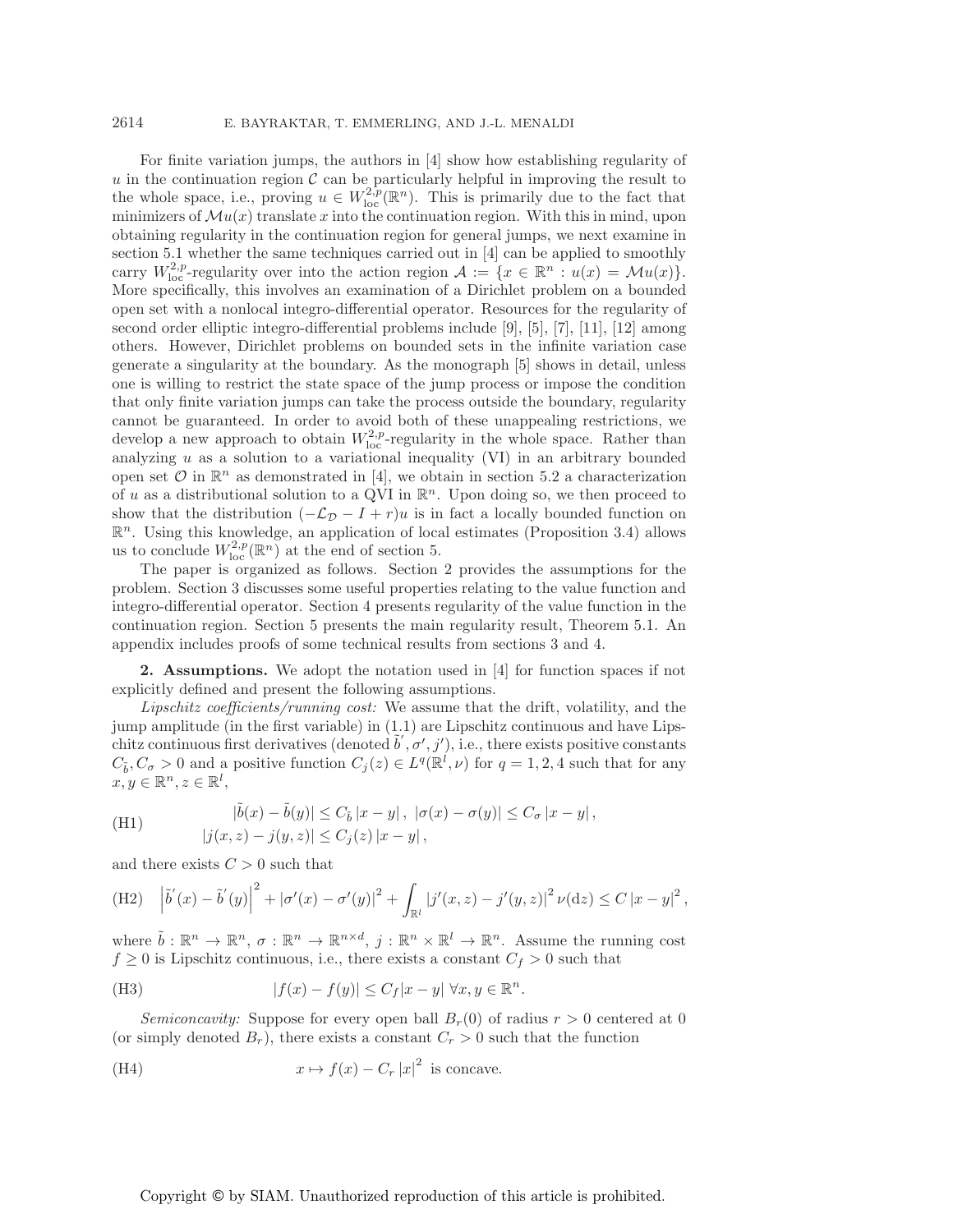For finite variation jumps, the authors in [4] show how establishing regularity of $u$ in the continuation region $\mathcal{C}$ can be particularly helpful in improving the result to the whole space, i.e., proving $u \in W^{2,p}_{\text{loc}}(\mathbb{R}^n)$. This is primarily due to the fact that minimizers of $\mathcal{M}u(x)$ translate $x$ into the continuation region. With this in mind, upon obtaining regularity in the continuation region for general jumps, we next examine in section 5.1 whether the same techniques carried out in [4] can be applied to smoothly carry $W^{2,p}_{\text{loc}}$-regularity over into the action region $\mathcal{A} := \{x \in \mathbb{R}^n : u(x) = \mathcal{M}u(x)\}$. More specifically, this involves an examination of a Dirichlet problem on a bounded open set with a nonlocal integro-differential operator. Resources for the regularity of second order elliptic integro-differential problems include [9], [5], [7], [11], [12] among others. However, Dirichlet problems on bounded sets in the infinite variation case generate a singularity at the boundary. As the monograph [5] shows in detail, unless one is willing to restrict the state space of the jump process or impose the condition that only finite variation jumps can take the process outside the boundary, regularity cannot be guaranteed. In order to avoid both of these unappealing restrictions, we develop a new approach to obtain $W^{2,p}_{\text{loc}}$-regularity in the whole space. Rather than analyzing $u$ as a solution to a variational inequality (VI) in an arbitrary bounded open set $\mathcal{O}$ in $\mathbb{R}^n$ as demonstrated in [4], we obtain in section 5.2 a characterization of $u$ as a distributional solution to a QVI in $\mathbb{R}^n$. Upon doing so, we then proceed to show that the distribution $(-\mathcal{L}_{\mathcal{D}} - I + r)u$ is in fact a locally bounded function on $\mathbb{R}^n$. Using this knowledge, an application of local estimates (Proposition 3.4) allows us to conclude $W^{2,p}_{\text{loc}}(\mathbb{R}^n)$ at the end of section 5.

The paper is organized as follows. Section 2 provides the assumptions for the problem. Section 3 discusses some useful properties relating to the value function and integro-differential operator. Section 4 presents regularity of the value function in the continuation region. Section 5 presents the main regularity result, Theorem 5.1. An appendix includes proofs of some technical results from sections 3 and 4.

## 2. Assumptions.

We adopt the notation used in [4] for function spaces if not explicitly defined and present the following assumptions.

*Lipschitz coefficients/running cost:* We assume that the drift, volatility, and the jump amplitude (in the first variable) in (1.1) are Lipschitz continuous and have Lipschitz continuous first derivatives (denoted $\tilde{b}', \sigma', j'$), i.e., there exists positive constants $C_{\tilde{b}}, C_\sigma > 0$ and a positive function $C_j(z) \in L^q(\mathbb{R}^l, \nu)$ for $q = 1, 2, 4$ such that for any $x, y \in \mathbb{R}^n, z \in \mathbb{R}^l$,

$$
\begin{aligned}
&|\tilde{b}(x) - \tilde{b}(y)| \leq C_{\tilde{b}} |x - y|, \ |\sigma(x) - \sigma(y)| \leq C_\sigma |x - y|, \\
&|j(x, z) - j(y, z)| \leq C_j(z) |x - y|,
\end{aligned} \tag{H1}
$$

and there exists $C > 0$ such that

$$
\left|\tilde{b}'(x) - \tilde{b}'(y)\right|^2 + |\sigma'(x) - \sigma'(y)|^2 + \int_{\mathbb{R}^l} |j'(x, z) - j'(y, z)|^2 \nu(\mathrm{d}z) \leq C |x - y|^2, \tag{H2}
$$

where $\tilde{b} : \mathbb{R}^n \to \mathbb{R}^n$, $\sigma : \mathbb{R}^n \to \mathbb{R}^{n \times d}$, $j : \mathbb{R}^n \times \mathbb{R}^l \to \mathbb{R}^n$. Assume the running cost $f \geq 0$ is Lipschitz continuous, i.e., there exists a constant $C_f > 0$ such that

$$
|f(x) - f(y)| \leq C_f |x - y| \ \forall x, y \in \mathbb{R}^n. \tag{H3}
$$

*Semiconcavity:* Suppose for every open ball $B_r(0)$ of radius $r > 0$ centered at 0 (or simply denoted $B_r$), there exists a constant $C_r > 0$ such that the function

$$
x \mapsto f(x) - C_r |x|^2 \ \text{ is concave.} \tag{H4}
$$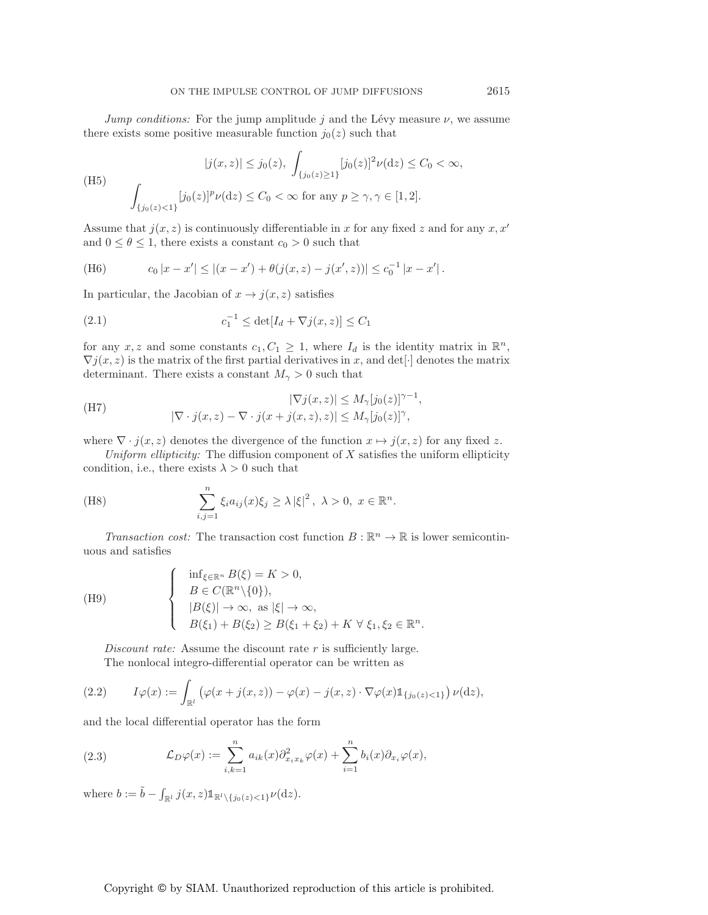*Jump conditions:* For the jump amplitude $j$ and the Lévy measure $\nu$, we assume there exists some positive measurable function $j_0(z)$ such that

$$
\text{(H5)} \qquad \begin{aligned} &|j(x,z)| \le j_0(z), \ \int_{\{j_0(z)\ge 1\}} [j_0(z)]^2 \nu(\mathrm{d}z) \le C_0 < \infty, \\ &\int_{\{j_0(z)<1\}} [j_0(z)]^p \nu(\mathrm{d}z) \le C_0 < \infty \text{ for any } p \ge \gamma, \gamma \in [1,2]. \end{aligned}
$$

Assume that $j(x,z)$ is continuously differentiable in $x$ for any fixed $z$ and for any $x, x'$ and $0 \le \theta \le 1$, there exists a constant $c_0 > 0$ such that

$$
\text{(H6)} \qquad c_0 |x - x'| \le |(x - x') + \theta(j(x,z) - j(x',z))| \le c_0^{-1} |x - x'| .
$$

In particular, the Jacobian of $x \to j(x,z)$ satisfies

$$
(2.1) \qquad c_1^{-1} \le \det[I_d + \nabla j(x,z)] \le C_1
$$

for any $x, z$ and some constants $c_1, C_1 \ge 1$, where $I_d$ is the identity matrix in $\mathbb{R}^n$, $\nabla j(x,z)$ is the matrix of the first partial derivatives in $x$, and $\det[\cdot]$ denotes the matrix determinant. There exists a constant $M_\gamma > 0$ such that

$$
\text{(H7)} \qquad \begin{aligned} |\nabla j(x,z)| &\le M_\gamma [j_0(z)]^{\gamma-1}, \\ |\nabla \cdot j(x,z) - \nabla \cdot j(x + j(x,z), z)| &\le M_\gamma [j_0(z)]^{\gamma}, \end{aligned}
$$

where $\nabla \cdot j(x,z)$ denotes the divergence of the function $x \mapsto j(x,z)$ for any fixed $z$.

*Uniform ellipticity:* The diffusion component of $X$ satisfies the uniform ellipticity condition, i.e., there exists $\lambda > 0$ such that

$$
\text{(H8)} \qquad \sum_{i,j=1}^{n} \xi_i a_{ij}(x) \xi_j \ge \lambda |\xi|^2 , \ \lambda > 0, \ x \in \mathbb{R}^n.
$$

*Transaction cost:* The transaction cost function $B : \mathbb{R}^n \to \mathbb{R}$ is lower semicontinuous and satisfies

$$
\text{(H9)} \qquad \left\{ \begin{array}{l} \inf_{\xi \in \mathbb{R}^n} B(\xi) = K > 0, \\ B \in C(\mathbb{R}^n \backslash \{0\}), \\ |B(\xi)| \to \infty, \text{ as } |\xi| \to \infty, \\ B(\xi_1) + B(\xi_2) \ge B(\xi_1 + \xi_2) + K \ \forall \ \xi_1, \xi_2 \in \mathbb{R}^n. \end{array} \right.
$$

*Discount rate:* Assume the discount rate $r$ is sufficiently large.

The nonlocal integro-differential operator can be written as

$$
(2.2) \qquad I\varphi(x) := \int_{\mathbb{R}^l} \left( \varphi(x + j(x,z)) - \varphi(x) - j(x,z) \cdot \nabla \varphi(x) \mathbb{1}_{\{j_0(z)<1\}} \right) \nu(\mathrm{d}z),
$$

and the local differential operator has the form

$$
(2.3) \qquad \mathcal{L}_D \varphi(x) := \sum_{i,k=1}^{n} a_{ik}(x) \partial^2_{x_i x_k} \varphi(x) + \sum_{i=1}^{n} b_i(x) \partial_{x_i} \varphi(x),
$$

where $b := \tilde{b} - \int_{\mathbb{R}^l} j(x,z) \mathbb{1}_{\mathbb{R}^l \backslash \{j_0(z)<1\}} \nu(\mathrm{d}z)$.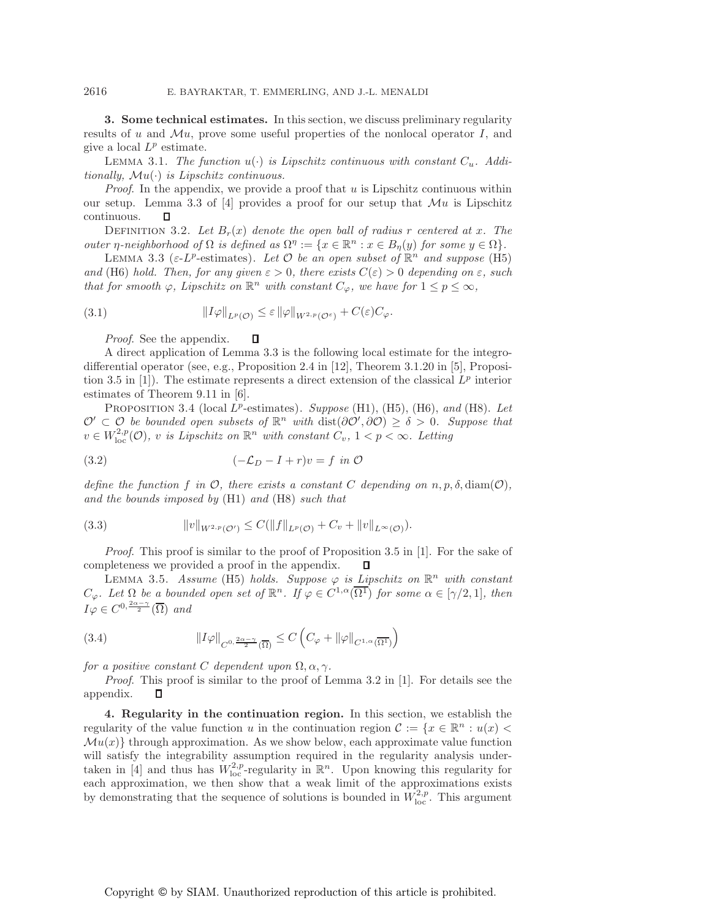**3. Some technical estimates.** In this section, we discuss preliminary regularity results of $u$ and $\mathcal{M}u$, prove some useful properties of the nonlocal operator $I$, and give a local $L^p$ estimate.

LEMMA 3.1. *The function $u(\cdot)$ is Lipschitz continuous with constant $C_u$. Additionally, $\mathcal{M}u(\cdot)$ is Lipschitz continuous.*

*Proof*. In the appendix, we provide a proof that $u$ is Lipschitz continuous within our setup. Lemma 3.3 of [4] provides a proof for our setup that $\mathcal{M}u$ is Lipschitz continuous. □

DEFINITION 3.2. *Let $B_r(x)$ denote the open ball of radius $r$ centered at $x$. The outer $\eta$-neighborhood of $\Omega$ is defined as $\Omega^\eta := \{x \in \mathbb{R}^n : x \in B_\eta(y) \text{ for some } y \in \Omega\}$.*

LEMMA 3.3 ($\varepsilon$-$L^p$-estimates). *Let $\mathcal{O}$ be an open subset of $\mathbb{R}^n$ and suppose* (H5) *and* (H6) *hold. Then, for any given $\varepsilon > 0$, there exists $C(\varepsilon) > 0$ depending on $\varepsilon$, such that for smooth $\varphi$, Lipschitz on $\mathbb{R}^n$ with constant $C_\varphi$, we have for $1 \le p \le \infty$,*

$$\|I\varphi\|_{L^p(\mathcal{O})} \le \varepsilon \|\varphi\|_{W^{2,p}(\mathcal{O}^\varepsilon)} + C(\varepsilon) C_\varphi. \tag{3.1}$$

*Proof*. See the appendix. □

A direct application of Lemma 3.3 is the following local estimate for the integro-differential operator (see, e.g., Proposition 2.4 in [12], Theorem 3.1.20 in [5], Proposition 3.5 in [1]). The estimate represents a direct extension of the classical $L^p$ interior estimates of Theorem 9.11 in [6].

PROPOSITION 3.4 (local $L^p$-estimates). *Suppose* (H1), (H5), (H6), *and* (H8). *Let $\mathcal{O}' \subset \mathcal{O}$ be bounded open subsets of $\mathbb{R}^n$ with $\operatorname{dist}(\partial\mathcal{O}', \partial\mathcal{O}) \ge \delta > 0$. Suppose that $v \in W^{2,p}_{\text{loc}}(\mathcal{O})$, $v$ is Lipschitz on $\mathbb{R}^n$ with constant $C_v$, $1 < p < \infty$. Letting*

$$(-\mathcal{L}_D - I + r)v = f \text{ in } \mathcal{O} \tag{3.2}$$

*define the function $f$ in $\mathcal{O}$, there exists a constant $C$ depending on $n, p, \delta, \operatorname{diam}(\mathcal{O})$, and the bounds imposed by* (H1) *and* (H8) *such that*

$$\|v\|_{W^{2,p}(\mathcal{O}')} \le C(\|f\|_{L^p(\mathcal{O})} + C_v + \|v\|_{L^\infty(\mathcal{O})}). \tag{3.3}$$

*Proof*. This proof is similar to the proof of Proposition 3.5 in [1]. For the sake of completeness we provided a proof in the appendix. □

LEMMA 3.5. *Assume* (H5) *holds. Suppose $\varphi$ is Lipschitz on $\mathbb{R}^n$ with constant $C_\varphi$. Let $\Omega$ be a bounded open set of $\mathbb{R}^n$. If $\varphi \in C^{1,\alpha}(\overline{\Omega^1})$ for some $\alpha \in [\gamma/2, 1]$, then $I\varphi \in C^{0,\frac{2\alpha-\gamma}{2}}(\overline{\Omega})$ and*

$$\|I\varphi\|_{C^{0,\frac{2\alpha-\gamma}{2}}(\overline{\Omega})} \le C\left(C_\varphi + \|\varphi\|_{C^{1,\alpha}(\overline{\Omega^1})}\right) \tag{3.4}$$

*for a positive constant $C$ dependent upon $\Omega, \alpha, \gamma$.*

*Proof*. This proof is similar to the proof of Lemma 3.2 in [1]. For details see the appendix. □

**4. Regularity in the continuation region.** In this section, we establish the regularity of the value function $u$ in the continuation region $\mathcal{C} := \{x \in \mathbb{R}^n : u(x) < \mathcal{M}u(x)\}$ through approximation. As we show below, each approximate value function will satisfy the integrability assumption required in the regularity analysis undertaken in [4] and thus has $W^{2,p}_{\text{loc}}$-regularity in $\mathbb{R}^n$. Upon knowing this regularity for each approximation, we then show that a weak limit of the approximations exists by demonstrating that the sequence of solutions is bounded in $W^{2,p}_{\text{loc}}$. This argument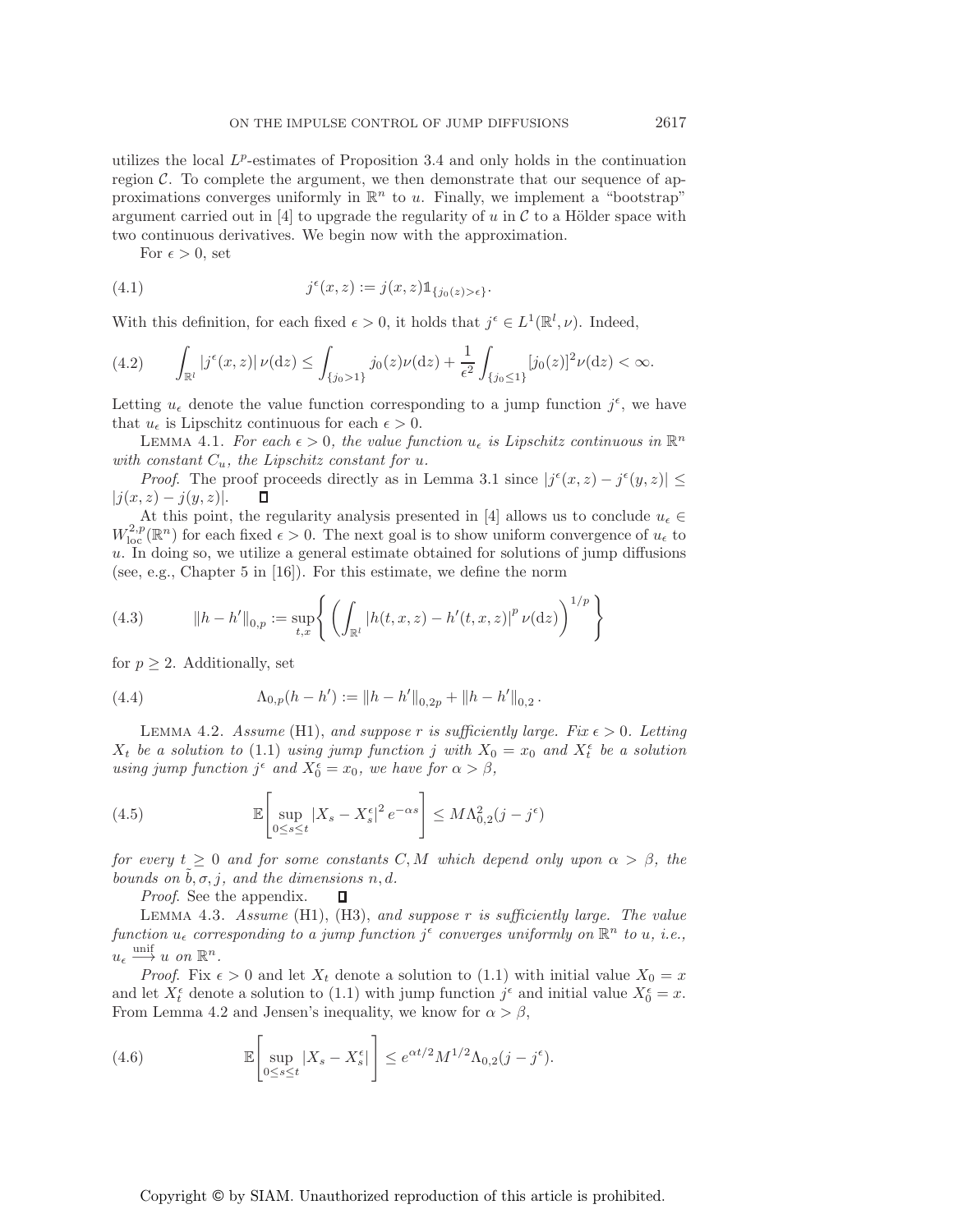utilizes the local $L^p$-estimates of Proposition 3.4 and only holds in the continuation region $\mathcal{C}$. To complete the argument, we then demonstrate that our sequence of approximations converges uniformly in $\mathbb{R}^n$ to $u$. Finally, we implement a "bootstrap" argument carried out in [4] to upgrade the regularity of $u$ in $\mathcal{C}$ to a Hölder space with two continuous derivatives. We begin now with the approximation.

For $\epsilon > 0$, set

$$j^\epsilon(x,z) := j(x,z)\mathbb{1}_{\{j_0(z)>\epsilon\}}. \tag{4.1}$$

With this definition, for each fixed $\epsilon > 0$, it holds that $j^\epsilon \in L^1(\mathbb{R}^l, \nu)$. Indeed,

$$\int_{\mathbb{R}^l} |j^\epsilon(x,z)|\,\nu(\mathrm{d}z) \le \int_{\{j_0>1\}} j_0(z)\nu(\mathrm{d}z) + \frac{1}{\epsilon^2}\int_{\{j_0\le 1\}} [j_0(z)]^2\nu(\mathrm{d}z) < \infty. \tag{4.2}$$

Letting $u_\epsilon$ denote the value function corresponding to a jump function $j^\epsilon$, we have that $u_\epsilon$ is Lipschitz continuous for each $\epsilon > 0$.

Lemma 4.1. *For each $\epsilon > 0$, the value function $u_\epsilon$ is Lipschitz continuous in $\mathbb{R}^n$ with constant $C_u$, the Lipschitz constant for $u$.*

*Proof*. The proof proceeds directly as in Lemma 3.1 since $|j^\epsilon(x,z) - j^\epsilon(y,z)| \le |j(x,z) - j(y,z)|$. ∎

At this point, the regularity analysis presented in [4] allows us to conclude $u_\epsilon \in W^{2,p}_{\text{loc}}(\mathbb{R}^n)$ for each fixed $\epsilon > 0$. The next goal is to show uniform convergence of $u_\epsilon$ to $u$. In doing so, we utilize a general estimate obtained for solutions of jump diffusions (see, e.g., Chapter 5 in [16]). For this estimate, we define the norm

$$\|h - h'\|_{0,p} := \sup_{t,x}\left\{ \left( \int_{\mathbb{R}^l} |h(t,x,z) - h'(t,x,z)|^p \,\nu(\mathrm{d}z) \right)^{1/p} \right\} \tag{4.3}$$

for $p \ge 2$. Additionally, set

$$\Lambda_{0,p}(h - h') := \|h - h'\|_{0,2p} + \|h - h'\|_{0,2}\,. \tag{4.4}$$

Lemma 4.2. *Assume* (H1), *and suppose $r$ is sufficiently large. Fix $\epsilon > 0$. Letting $X_t$ be a solution to* (1.1) *using jump function $j$ with $X_0 = x_0$ and $X^\epsilon_t$ be a solution using jump function $j^\epsilon$ and $X^\epsilon_0 = x_0$, we have for $\alpha > \beta$,*

$$\mathbb{E}\left[\sup_{0\le s\le t} |X_s - X^\epsilon_s|^2\, e^{-\alpha s}\right] \le M\Lambda^2_{0,2}(j - j^\epsilon) \tag{4.5}$$

*for every $t \ge 0$ and for some constants $C, M$ which depend only upon $\alpha > \beta$, the bounds on $\tilde{b}, \sigma, j$, and the dimensions $n, d$.*

*Proof*. See the appendix. ∎

Lemma 4.3. *Assume* (H1), (H3), *and suppose $r$ is sufficiently large. The value function $u_\epsilon$ corresponding to a jump function $j^\epsilon$ converges uniformly on $\mathbb{R}^n$ to $u$, i.e., $u_\epsilon \xrightarrow{\text{unif}} u$ on $\mathbb{R}^n$.*

*Proof*. Fix $\epsilon > 0$ and let $X_t$ denote a solution to (1.1) with initial value $X_0 = x$ and let $X^\epsilon_t$ denote a solution to (1.1) with jump function $j^\epsilon$ and initial value $X^\epsilon_0 = x$. From Lemma 4.2 and Jensen's inequality, we know for $\alpha > \beta$,

$$\mathbb{E}\left[\sup_{0\le s\le t} |X_s - X^\epsilon_s|\right] \le e^{\alpha t/2} M^{1/2}\Lambda_{0,2}(j - j^\epsilon). \tag{4.6}$$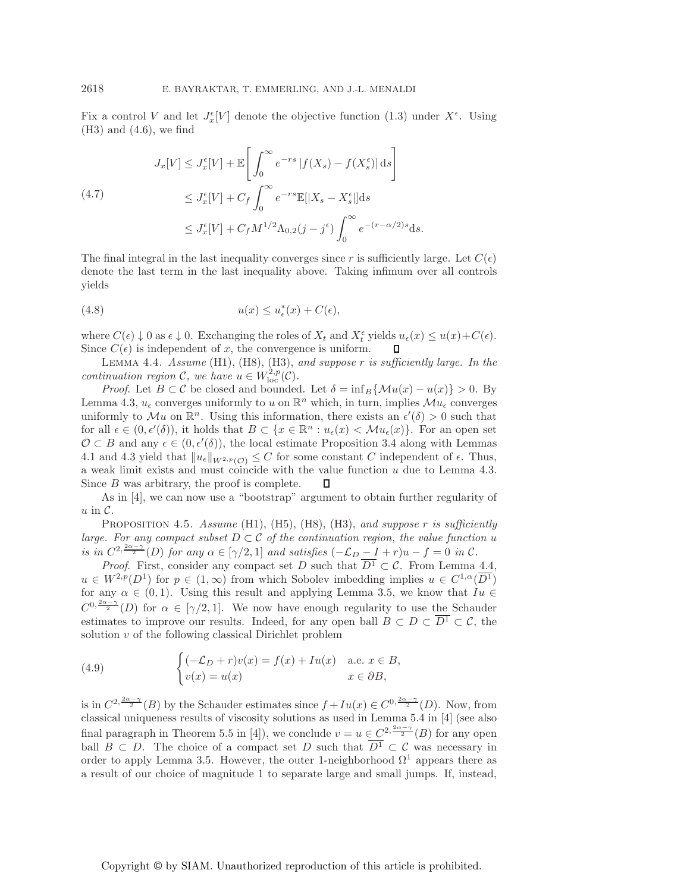Fix a control $V$ and let $J_x^\epsilon[V]$ denote the objective function (1.3) under $X^\epsilon$. Using (H3) and (4.6), we find

$$
\begin{aligned}
J_x[V] &\leq J_x^\epsilon[V] + \mathbb{E}\left[\int_0^\infty e^{-rs}\,|f(X_s) - f(X_s^\epsilon)|\,\mathrm{d}s\right] \\
&\leq J_x^\epsilon[V] + C_f \int_0^\infty e^{-rs}\mathbb{E}[|X_s - X_s^\epsilon|]\mathrm{d}s \\
&\leq J_x^\epsilon[V] + C_f M^{1/2}\Lambda_{0,2}(j - j^\epsilon)\int_0^\infty e^{-(r-\alpha/2)s}\mathrm{d}s.
\end{aligned}
\tag{4.7}
$$

The final integral in the last inequality converges since $r$ is sufficiently large. Let $C(\epsilon)$ denote the last term in the last inequality above. Taking infimum over all controls yields

$$
u(x) \leq u_\epsilon^*(x) + C(\epsilon), \tag{4.8}
$$

where $C(\epsilon) \downarrow 0$ as $\epsilon \downarrow 0$. Exchanging the roles of $X_t$ and $X_t^\epsilon$ yields $u_\epsilon(x) \leq u(x) + C(\epsilon)$. Since $C(\epsilon)$ is independent of $x$, the convergence is uniform. ∎

Lemma 4.4. *Assume* (H1), (H8), (H3), *and suppose $r$ is sufficiently large. In the continuation region $\mathcal{C}$, we have $u \in W^{2,p}_{\text{loc}}(\mathcal{C})$.*

*Proof.* Let $B \subset \mathcal{C}$ be closed and bounded. Let $\delta = \inf_B\{\mathcal{M}u(x) - u(x)\} > 0$. By Lemma 4.3, $u_\epsilon$ converges uniformly to $u$ on $\mathbb{R}^n$ which, in turn, implies $\mathcal{M}u_\epsilon$ converges uniformly to $\mathcal{M}u$ on $\mathbb{R}^n$. Using this information, there exists an $\epsilon'(\delta) > 0$ such that for all $\epsilon \in (0, \epsilon'(\delta))$, it holds that $B \subset \{x \in \mathbb{R}^n : u_\epsilon(x) < \mathcal{M}u_\epsilon(x)\}$. For an open set $\mathcal{O} \subset B$ and any $\epsilon \in (0, \epsilon'(\delta))$, the local estimate Proposition 3.4 along with Lemmas 4.1 and 4.3 yield that $\|u_\epsilon\|_{W^{2,p}(\mathcal{O})} \leq C$ for some constant $C$ independent of $\epsilon$. Thus, a weak limit exists and must coincide with the value function $u$ due to Lemma 4.3. Since $B$ was arbitrary, the proof is complete. ∎

As in [4], we can now use a "bootstrap" argument to obtain further regularity of $u$ in $\mathcal{C}$.

Proposition 4.5. *Assume* (H1), (H5), (H8), (H3), *and suppose $r$ is sufficiently large. For any compact subset $D \subset \mathcal{C}$ of the continuation region, the value function $u$ is in $C^{2,\frac{2\alpha-\gamma}{2}}(D)$ for any $\alpha \in [\gamma/2, 1]$ and satisfies $(-\mathcal{L}_D - I + r)u - f = 0$ in $\mathcal{C}$.*

*Proof.* First, consider any compact set $D$ such that $\overline{D^1} \subset \mathcal{C}$. From Lemma 4.4, $u \in W^{2,p}(D^1)$ for $p \in (1,\infty)$ from which Sobolev imbedding implies $u \in C^{1,\alpha}(\overline{D^1})$ for any $\alpha \in (0,1)$. Using this result and applying Lemma 3.5, we know that $Iu \in C^{0,\frac{2\alpha-\gamma}{2}}(D)$ for $\alpha \in [\gamma/2, 1]$. We now have enough regularity to use the Schauder estimates to improve our results. Indeed, for any open ball $B \subset D \subset \overline{D^1} \subset \mathcal{C}$, the solution $v$ of the following classical Dirichlet problem

$$
\begin{cases}
(-\mathcal{L}_D + r)v(x) = f(x) + Iu(x) & \text{a.e. } x \in B, \\
v(x) = u(x) & x \in \partial B,
\end{cases}
\tag{4.9}
$$

is in $C^{2,\frac{2\alpha-\gamma}{2}}(B)$ by the Schauder estimates since $f + Iu(x) \in C^{0,\frac{2\alpha-\gamma}{2}}(D)$. Now, from classical uniqueness results of viscosity solutions as used in Lemma 5.4 in [4] (see also final paragraph in Theorem 5.5 in [4]), we conclude $v = u \in C^{2,\frac{2\alpha-\gamma}{2}}(B)$ for any open ball $B \subset D$. The choice of a compact set $D$ such that $\overline{D^1} \subset \mathcal{C}$ was necessary in order to apply Lemma 3.5. However, the outer 1-neighborhood $\Omega^1$ appears there as a result of our choice of magnitude 1 to separate large and small jumps. If, instead,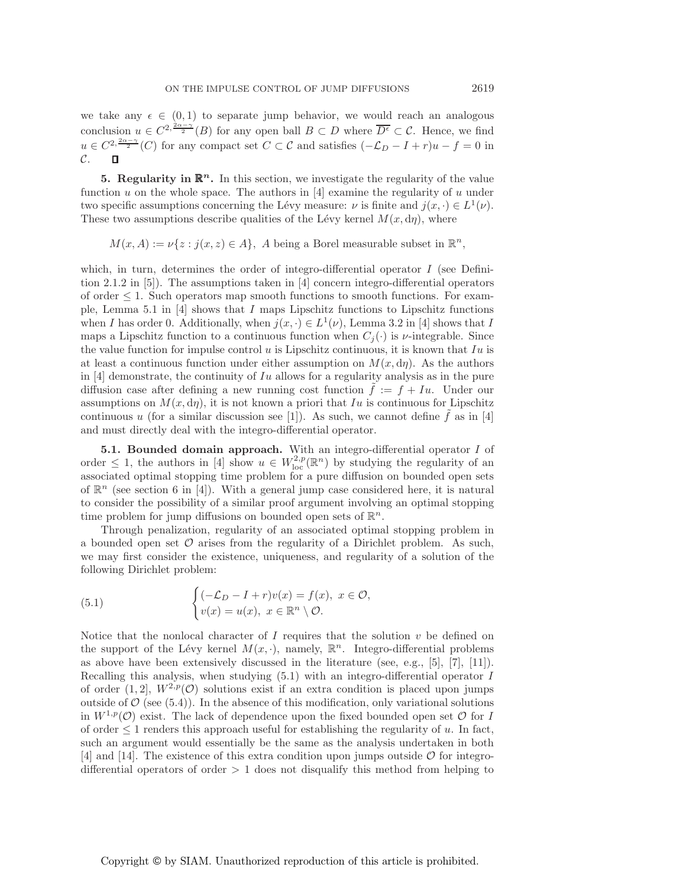we take any $\epsilon \in (0,1)$ to separate jump behavior, we would reach an analogous conclusion $u \in C^{2,\frac{2\alpha-\gamma}{2}}(B)$ for any open ball $B \subset D$ where $\overline{D^\epsilon} \subset \mathcal{C}$. Hence, we find $u \in C^{2,\frac{2\alpha-\gamma}{2}}(C)$ for any compact set $C \subset \mathcal{C}$ and satisfies $(-\mathcal{L}_D - I + r)u - f = 0$ in $\mathcal{C}$. $\square$

## 5. Regularity in $\mathbb{R}^n$.

In this section, we investigate the regularity of the value function $u$ on the whole space. The authors in [4] examine the regularity of $u$ under two specific assumptions concerning the Lévy measure: $\nu$ is finite and $j(x,\cdot) \in L^1(\nu)$. These two assumptions describe qualities of the Lévy kernel $M(x, \mathrm{d}\eta)$, where

$$M(x, A) := \nu\{z : j(x,z) \in A\},\ A \text{ being a Borel measurable subset in } \mathbb{R}^n,$$

which, in turn, determines the order of integro-differential operator $I$ (see Definition 2.1.2 in [5]). The assumptions taken in [4] concern integro-differential operators of order $\leq 1$. Such operators map smooth functions to smooth functions. For example, Lemma 5.1 in [4] shows that $I$ maps Lipschitz functions to Lipschitz functions when $I$ has order 0. Additionally, when $j(x,\cdot) \in L^1(\nu)$, Lemma 3.2 in [4] shows that $I$ maps a Lipschitz function to a continuous function when $C_j(\cdot)$ is $\nu$-integrable. Since the value function for impulse control $u$ is Lipschitz continuous, it is known that $Iu$ is at least a continuous function under either assumption on $M(x, \mathrm{d}\eta)$. As the authors in [4] demonstrate, the continuity of $Iu$ allows for a regularity analysis as in the pure diffusion case after defining a new running cost function $\tilde{f} := f + Iu$. Under our assumptions on $M(x, \mathrm{d}\eta)$, it is not known a priori that $Iu$ is continuous for Lipschitz continuous $u$ (for a similar discussion see [1]). As such, we cannot define $\tilde{f}$ as in [4] and must directly deal with the integro-differential operator.

### 5.1. Bounded domain approach.

With an integro-differential operator $I$ of order $\leq 1$, the authors in [4] show $u \in W^{2,p}_{\mathrm{loc}}(\mathbb{R}^n)$ by studying the regularity of an associated optimal stopping time problem for a pure diffusion on bounded open sets of $\mathbb{R}^n$ (see section 6 in [4]). With a general jump case considered here, it is natural to consider the possibility of a similar proof argument involving an optimal stopping time problem for jump diffusions on bounded open sets of $\mathbb{R}^n$.

Through penalization, regularity of an associated optimal stopping problem in a bounded open set $\mathcal{O}$ arises from the regularity of a Dirichlet problem. As such, we may first consider the existence, uniqueness, and regularity of a solution of the following Dirichlet problem:

$$\begin{cases} (-\mathcal{L}_D - I + r)v(x) = f(x),\ x \in \mathcal{O}, \\ v(x) = u(x),\ x \in \mathbb{R}^n \setminus \mathcal{O}. \end{cases} \tag{5.1}$$

Notice that the nonlocal character of $I$ requires that the solution $v$ be defined on the support of the Lévy kernel $M(x,\cdot)$, namely, $\mathbb{R}^n$. Integro-differential problems as above have been extensively discussed in the literature (see, e.g., [5], [7], [11]). Recalling this analysis, when studying (5.1) with an integro-differential operator $I$ of order $(1,2]$, $W^{2,p}(\mathcal{O})$ solutions exist if an extra condition is placed upon jumps outside of $\mathcal{O}$ (see (5.4)). In the absence of this modification, only variational solutions in $W^{1,p}(\mathcal{O})$ exist. The lack of dependence upon the fixed bounded open set $\mathcal{O}$ for $I$ of order $\leq 1$ renders this approach useful for establishing the regularity of $u$. In fact, such an argument would essentially be the same as the analysis undertaken in both [4] and [14]. The existence of this extra condition upon jumps outside $\mathcal{O}$ for integro-differential operators of order $> 1$ does not disqualify this method from helping to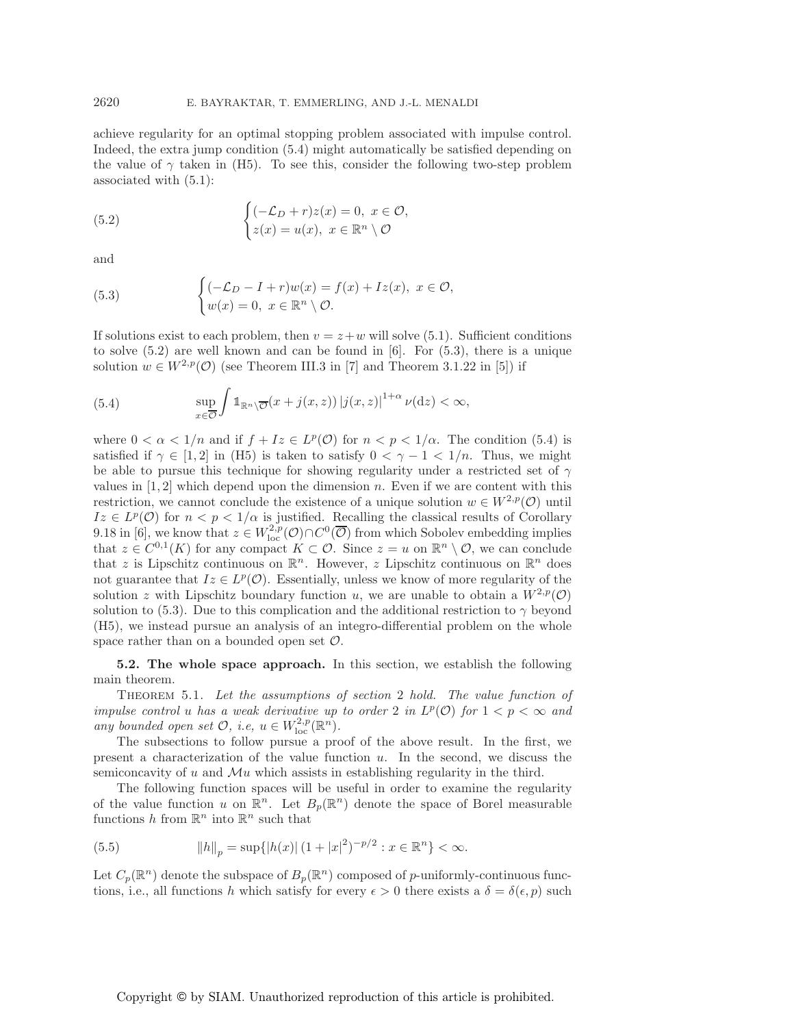achieve regularity for an optimal stopping problem associated with impulse control. Indeed, the extra jump condition (5.4) might automatically be satisfied depending on the value of $\gamma$ taken in (H5). To see this, consider the following two-step problem associated with (5.1):

$$
\begin{cases} (-\mathcal{L}_D + r)z(x) = 0, \ x \in \mathcal{O}, \\ z(x) = u(x), \ x \in \mathbb{R}^n \setminus \mathcal{O} \end{cases} \tag{5.2}
$$

and

$$
\begin{cases} (-\mathcal{L}_D - I + r)w(x) = f(x) + Iz(x), \ x \in \mathcal{O}, \\ w(x) = 0, \ x \in \mathbb{R}^n \setminus \mathcal{O}. \end{cases} \tag{5.3}
$$

If solutions exist to each problem, then $v = z + w$ will solve (5.1). Sufficient conditions to solve (5.2) are well known and can be found in [6]. For (5.3), there is a unique solution $w \in W^{2,p}(\mathcal{O})$ (see Theorem III.3 in [7] and Theorem 3.1.22 in [5]) if

$$
\sup_{x \in \overline{\mathcal{O}}} \int \mathbb{1}_{\mathbb{R}^n \setminus \overline{\mathcal{O}}}(x + j(x,z)) \, |j(x,z)|^{1+\alpha} \, \nu(\mathrm{d}z) < \infty, \tag{5.4}
$$

where $0 < \alpha < 1/n$ and if $f + Iz \in L^p(\mathcal{O})$ for $n < p < 1/\alpha$. The condition (5.4) is satisfied if $\gamma \in [1,2]$ in (H5) is taken to satisfy $0 < \gamma - 1 < 1/n$. Thus, we might be able to pursue this technique for showing regularity under a restricted set of $\gamma$ values in $[1,2]$ which depend upon the dimension $n$. Even if we are content with this restriction, we cannot conclude the existence of a unique solution $w \in W^{2,p}(\mathcal{O})$ until $Iz \in L^p(\mathcal{O})$ for $n < p < 1/\alpha$ is justified. Recalling the classical results of Corollary 9.18 in [6], we know that $z \in W^{2,p}_{\mathrm{loc}}(\mathcal{O}) \cap C^0(\overline{\mathcal{O}})$ from which Sobolev embedding implies that $z \in C^{0,1}(K)$ for any compact $K \subset \mathcal{O}$. Since $z = u$ on $\mathbb{R}^n \setminus \mathcal{O}$, we can conclude that $z$ is Lipschitz continuous on $\mathbb{R}^n$. However, $z$ Lipschitz continuous on $\mathbb{R}^n$ does not guarantee that $Iz \in L^p(\mathcal{O})$. Essentially, unless we know of more regularity of the solution $z$ with Lipschitz boundary function $u$, we are unable to obtain a $W^{2,p}(\mathcal{O})$ solution to (5.3). Due to this complication and the additional restriction to $\gamma$ beyond (H5), we instead pursue an analysis of an integro-differential problem on the whole space rather than on a bounded open set $\mathcal{O}$.

**5.2. The whole space approach.** In this section, we establish the following main theorem.

THEOREM 5.1. *Let the assumptions of section 2 hold. The value function of impulse control $u$ has a weak derivative up to order 2 in $L^p(\mathcal{O})$ for $1 < p < \infty$ and any bounded open set $\mathcal{O}$, i.e, $u \in W^{2,p}_{\mathrm{loc}}(\mathbb{R}^n)$.*

The subsections to follow pursue a proof of the above result. In the first, we present a characterization of the value function $u$. In the second, we discuss the semiconcavity of $u$ and $\mathcal{M}u$ which assists in establishing regularity in the third.

The following function spaces will be useful in order to examine the regularity of the value function $u$ on $\mathbb{R}^n$. Let $B_p(\mathbb{R}^n)$ denote the space of Borel measurable functions $h$ from $\mathbb{R}^n$ into $\mathbb{R}^n$ such that

$$
\|h\|_p = \sup\{|h(x)| \, (1 + |x|^2)^{-p/2} : x \in \mathbb{R}^n\} < \infty. \tag{5.5}
$$

Let $C_p(\mathbb{R}^n)$ denote the subspace of $B_p(\mathbb{R}^n)$ composed of $p$-uniformly-continuous functions, i.e., all functions $h$ which satisfy for every $\epsilon > 0$ there exists a $\delta = \delta(\epsilon, p)$ such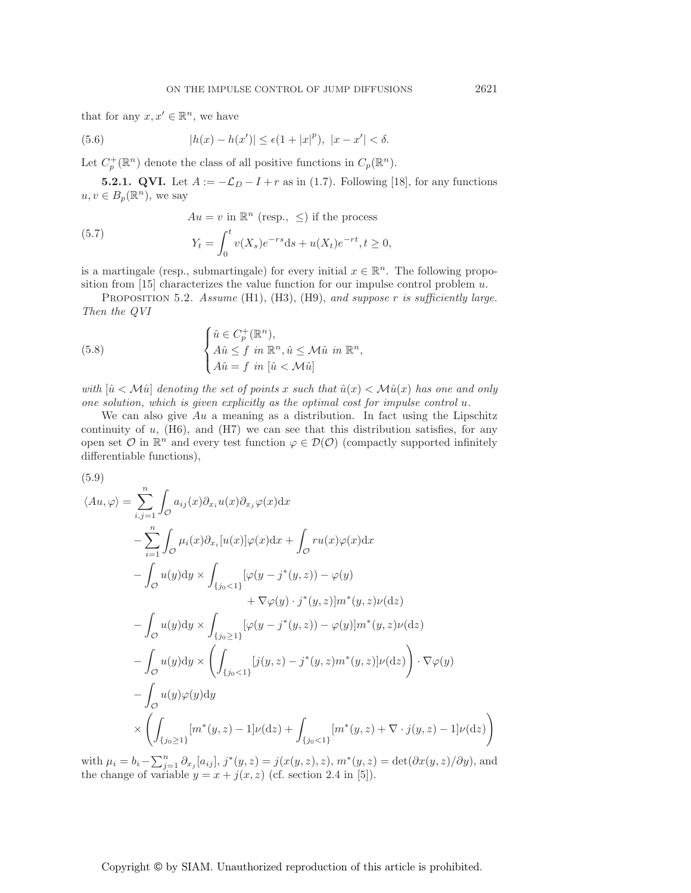that for any $x, x' \in \mathbb{R}^n$, we have

$$|h(x) - h(x')| \leq \epsilon(1 + |x|^p), \ |x - x'| < \delta. \tag{5.6}$$

Let $C_p^+(\mathbb{R}^n)$ denote the class of all positive functions in $C_p(\mathbb{R}^n)$.

**5.2.1. QVI.** Let $A := -\mathcal{L}_D - I + r$ as in (1.7). Following [18], for any functions $u, v \in B_p(\mathbb{R}^n)$, we say

$$Au = v \text{ in } \mathbb{R}^n \text{ (resp., } \leq \text{) if the process}$$
$$Y_t = \int_0^t v(X_s)e^{-rs}\mathrm{d}s + u(X_t)e^{-rt}, t \geq 0, \tag{5.7}$$

is a martingale (resp., submartingale) for every initial $x \in \mathbb{R}^n$. The following proposition from [15] characterizes the value function for our impulse control problem $u$.

Proposition 5.2. *Assume* (H1), (H3), (H9), *and suppose $r$ is sufficiently large. Then the QVI*

$$\begin{cases} \hat{u} \in C_p^+(\mathbb{R}^n), \\ A\hat{u} \leq f \text{ in } \mathbb{R}^n, \hat{u} \leq \mathcal{M}\hat{u} \text{ in } \mathbb{R}^n, \\ A\hat{u} = f \text{ in } [\hat{u} < \mathcal{M}\hat{u}] \end{cases} \tag{5.8}$$

*with $[\hat{u} < \mathcal{M}\hat{u}]$ denoting the set of points $x$ such that $\hat{u}(x) < \mathcal{M}\hat{u}(x)$ has one and only one solution, which is given explicitly as the optimal cost for impulse control $u$.*

We can also give $Au$ a meaning as a distribution. In fact using the Lipschitz continuity of $u$, (H6), and (H7) we can see that this distribution satisfies, for any open set $\mathcal{O}$ in $\mathbb{R}^n$ and every test function $\varphi \in \mathcal{D}(\mathcal{O})$ (compactly supported infinitely differentiable functions),

$$\begin{aligned}
\langle Au, \varphi \rangle = & \sum_{i,j=1}^n \int_{\mathcal{O}} a_{ij}(x)\partial_{x_i}u(x)\partial_{x_j}\varphi(x)\mathrm{d}x \\
& - \sum_{i=1}^n \int_{\mathcal{O}} \mu_i(x)\partial_{x_i}[u(x)]\varphi(x)\mathrm{d}x + \int_{\mathcal{O}} ru(x)\varphi(x)\mathrm{d}x \\
& - \int_{\mathcal{O}} u(y)\mathrm{d}y \times \int_{\{j_0<1\}} [\varphi(y - j^*(y,z)) - \varphi(y) \\
& \qquad\qquad + \nabla\varphi(y) \cdot j^*(y,z)]m^*(y,z)\nu(\mathrm{d}z) \\
& - \int_{\mathcal{O}} u(y)\mathrm{d}y \times \int_{\{j_0\geq 1\}} [\varphi(y - j^*(y,z)) - \varphi(y)]m^*(y,z)\nu(\mathrm{d}z) \\
& - \int_{\mathcal{O}} u(y)\mathrm{d}y \times \left( \int_{\{j_0<1\}} [j(y,z) - j^*(y,z)m^*(y,z)]\nu(\mathrm{d}z) \right) \cdot \nabla\varphi(y) \\
& - \int_{\mathcal{O}} u(y)\varphi(y)\mathrm{d}y \\
& \times \left( \int_{\{j_0\geq 1\}} [m^*(y,z) - 1]\nu(\mathrm{d}z) + \int_{\{j_0<1\}} [m^*(y,z) + \nabla \cdot j(y,z) - 1]\nu(\mathrm{d}z) \right)
\end{aligned} \tag{5.9}$$

with $\mu_i = b_i - \sum_{j=1}^n \partial_{x_j}[a_{ij}]$, $j^*(y,z) = j(x(y,z),z)$, $m^*(y,z) = \det(\partial x(y,z)/\partial y)$, and the change of variable $y = x + j(x,z)$ (cf. section 2.4 in [5]).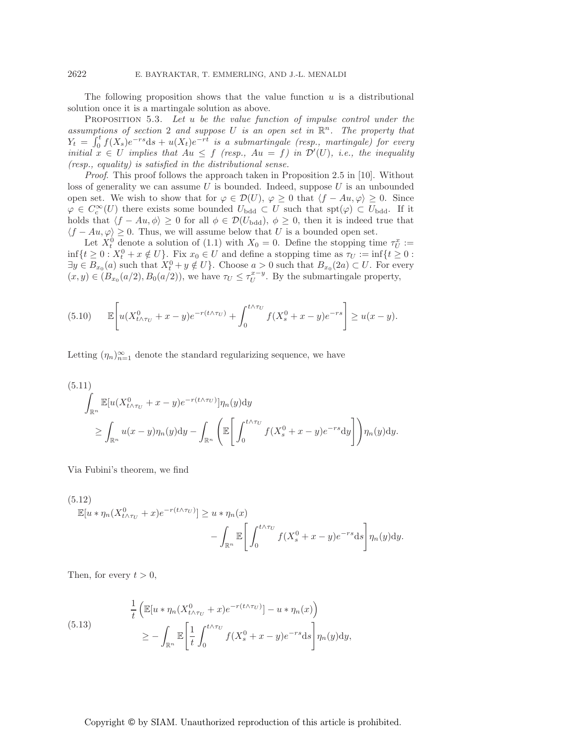The following proposition shows that the value function $u$ is a distributional solution once it is a martingale solution as above.

**Proposition 5.3.** *Let $u$ be the value function of impulse control under the assumptions of section 2 and suppose $U$ is an open set in $\mathbb{R}^n$. The property that $Y_t = \int_0^t f(X_s)e^{-rs}\mathrm{d}s + u(X_t)e^{-rt}$ is a submartingale (resp., martingale) for every initial $x \in U$ implies that $Au \leq f$ (resp., $Au = f$) in $\mathcal{D}'(U)$, i.e., the inequality (resp., equality) is satisfied in the distributional sense.*

*Proof.* This proof follows the approach taken in Proposition 2.5 in [10]. Without loss of generality we can assume $U$ is bounded. Indeed, suppose $U$ is an unbounded open set. We wish to show that for $\varphi \in \mathcal{D}(U)$, $\varphi \geq 0$ that $\langle f - Au, \varphi\rangle \geq 0$. Since $\varphi \in C_c^\infty(U)$ there exists some bounded $U_{\text{bdd}} \subset U$ such that $\text{spt}(\varphi) \subset U_{\text{bdd}}$. If it holds that $\langle f - Au, \phi\rangle \geq 0$ for all $\phi \in \mathcal{D}(U_{\text{bdd}})$, $\phi \geq 0$, then it is indeed true that $\langle f - Au, \varphi\rangle \geq 0$. Thus, we will assume below that $U$ is a bounded open set.

Let $X_t^0$ denote a solution of (1.1) with $X_0 = 0$. Define the stopping time $\tau_U^x := \inf\{t \geq 0 : X_t^0 + x \notin U\}$. Fix $x_0 \in U$ and define a stopping time as $\tau_U := \inf\{t \geq 0 : \exists y \in B_{x_0}(a) \text{ such that } X_t^0 + y \notin U\}$. Choose $a > 0$ such that $B_{x_0}(2a) \subset U$. For every $(x, y) \in (B_{x_0}(a/2), B_0(a/2))$, we have $\tau_U \leq \tau_U^{x-y}$. By the submartingale property,

$$
\mathbb{E}\left[u(X^0_{t\wedge\tau_U} + x - y)e^{-r(t\wedge\tau_U)} + \int_0^{t\wedge\tau_U} f(X_s^0 + x - y)e^{-rs}\right] \geq u(x-y). \tag{5.10}
$$

Letting $(\eta_n)_{n=1}^\infty$ denote the standard regularizing sequence, we have

$$
\begin{aligned}
&\int_{\mathbb{R}^n} \mathbb{E}[u(X^0_{t\wedge\tau_U} + x - y)e^{-r(t\wedge\tau_U)}]\eta_n(y)\mathrm{d}y \\
&\qquad \geq \int_{\mathbb{R}^n} u(x-y)\eta_n(y)\mathrm{d}y - \int_{\mathbb{R}^n}\left(\mathbb{E}\left[\int_0^{t\wedge\tau_U} f(X_s^0 + x - y)e^{-rs}\mathrm{d}y\right]\right)\eta_n(y)\mathrm{d}y.
\end{aligned} \tag{5.11}
$$

Via Fubini's theorem, we find

$$
\begin{aligned}
\mathbb{E}[u * \eta_n(X^0_{t\wedge\tau_U} + x)e^{-r(t\wedge\tau_U)}] &\geq u * \eta_n(x) \\
&\qquad - \int_{\mathbb{R}^n} \mathbb{E}\left[\int_0^{t\wedge\tau_U} f(X_s^0 + x - y)e^{-rs}\mathrm{d}s\right]\eta_n(y)\mathrm{d}y.
\end{aligned} \tag{5.12}
$$

Then, for every $t > 0$,

$$
\begin{aligned}
&\frac{1}{t}\left(\mathbb{E}[u * \eta_n(X^0_{t\wedge\tau_U} + x)e^{-r(t\wedge\tau_U)}] - u * \eta_n(x)\right) \\
&\qquad \geq -\int_{\mathbb{R}^n} \mathbb{E}\left[\frac{1}{t}\int_0^{t\wedge\tau_U} f(X_s^0 + x - y)e^{-rs}\mathrm{d}s\right]\eta_n(y)\mathrm{d}y,
\end{aligned} \tag{5.13}
$$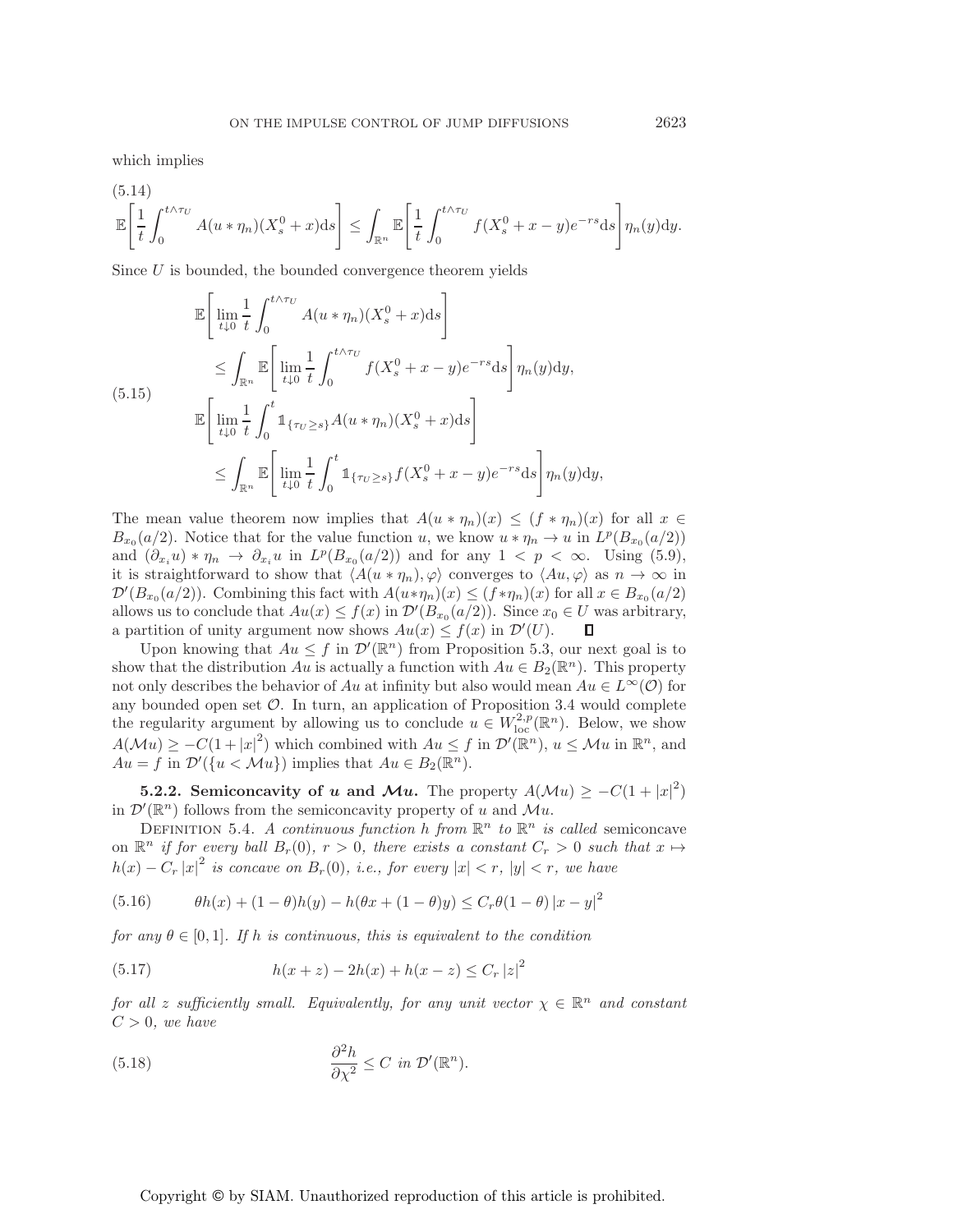which implies

$$
\mathbb{E}\left[\frac{1}{t}\int_0^{t\wedge\tau_U} A(u*\eta_n)(X_s^0+x)\mathrm{d}s\right] \le \int_{\mathbb{R}^n}\mathbb{E}\left[\frac{1}{t}\int_0^{t\wedge\tau_U} f(X_s^0+x-y)e^{-rs}\mathrm{d}s\right]\eta_n(y)\mathrm{d}y. \tag{5.14}
$$

Since $U$ is bounded, the bounded convergence theorem yields

$$
\begin{aligned}
&\mathbb{E}\left[\lim_{t\downarrow 0}\frac{1}{t}\int_0^{t\wedge\tau_U} A(u*\eta_n)(X_s^0+x)\mathrm{d}s\right]\\
&\qquad \le \int_{\mathbb{R}^n}\mathbb{E}\left[\lim_{t\downarrow 0}\frac{1}{t}\int_0^{t\wedge\tau_U} f(X_s^0+x-y)e^{-rs}\mathrm{d}s\right]\eta_n(y)\mathrm{d}y,\\
&\mathbb{E}\left[\lim_{t\downarrow 0}\frac{1}{t}\int_0^{t} \mathbb{1}_{\{\tau_U\ge s\}}A(u*\eta_n)(X_s^0+x)\mathrm{d}s\right]\\
&\qquad \le \int_{\mathbb{R}^n}\mathbb{E}\left[\lim_{t\downarrow 0}\frac{1}{t}\int_0^{t} \mathbb{1}_{\{\tau_U\ge s\}} f(X_s^0+x-y)e^{-rs}\mathrm{d}s\right]\eta_n(y)\mathrm{d}y,
\end{aligned} \tag{5.15}
$$

The mean value theorem now implies that $A(u*\eta_n)(x) \le (f*\eta_n)(x)$ for all $x \in B_{x_0}(a/2)$. Notice that for the value function $u$, we know $u*\eta_n \to u$ in $L^p(B_{x_0}(a/2))$ and $(\partial_{x_i}u)*\eta_n \to \partial_{x_i}u$ in $L^p(B_{x_0}(a/2))$ and for any $1 < p < \infty$. Using (5.9), it is straightforward to show that $\langle A(u*\eta_n),\varphi\rangle$ converges to $\langle Au,\varphi\rangle$ as $n\to\infty$ in $\mathcal{D}'(B_{x_0}(a/2))$. Combining this fact with $A(u*\eta_n)(x) \le (f*\eta_n)(x)$ for all $x \in B_{x_0}(a/2)$ allows us to conclude that $Au(x) \le f(x)$ in $\mathcal{D}'(B_{x_0}(a/2))$. Since $x_0 \in U$ was arbitrary, a partition of unity argument now shows $Au(x) \le f(x)$ in $\mathcal{D}'(U)$. ∎

Upon knowing that $Au \le f$ in $\mathcal{D}'(\mathbb{R}^n)$ from Proposition 5.3, our next goal is to show that the distribution $Au$ is actually a function with $Au \in B_2(\mathbb{R}^n)$. This property not only describes the behavior of $Au$ at infinity but also would mean $Au \in L^\infty(\mathcal{O})$ for any bounded open set $\mathcal{O}$. In turn, an application of Proposition 3.4 would complete the regularity argument by allowing us to conclude $u \in W^{2,p}_{\mathrm{loc}}(\mathbb{R}^n)$. Below, we show $A(\mathcal{M}u) \ge -C(1+|x|^2)$ which combined with $Au \le f$ in $\mathcal{D}'(\mathbb{R}^n)$, $u \le \mathcal{M}u$ in $\mathbb{R}^n$, and $Au = f$ in $\mathcal{D}'(\{u < \mathcal{M}u\})$ implies that $Au \in B_2(\mathbb{R}^n)$.

**5.2.2. Semiconcavity of $u$ and $\mathcal{M}u$.** The property $A(\mathcal{M}u) \ge -C(1+|x|^2)$ in $\mathcal{D}'(\mathbb{R}^n)$ follows from the semiconcavity property of $u$ and $\mathcal{M}u$.

Definition 5.4. *A continuous function $h$ from $\mathbb{R}^n$ to $\mathbb{R}^n$ is called* semiconcave *on $\mathbb{R}^n$ if for every ball $B_r(0)$, $r > 0$, there exists a constant $C_r > 0$ such that $x \mapsto h(x) - C_r|x|^2$ is concave on $B_r(0)$, i.e., for every $|x| < r$, $|y| < r$, we have*

$$
\theta h(x) + (1-\theta)h(y) - h(\theta x + (1-\theta)y) \le C_r\theta(1-\theta)|x-y|^2 \tag{5.16}
$$

*for any $\theta \in [0,1]$. If $h$ is continuous, this is equivalent to the condition*

$$
h(x+z) - 2h(x) + h(x-z) \le C_r|z|^2 \tag{5.17}
$$

*for all $z$ sufficiently small. Equivalently, for any unit vector $\chi \in \mathbb{R}^n$ and constant $C > 0$, we have*

$$
\frac{\partial^2 h}{\partial \chi^2} \le C \text{ in } \mathcal{D}'(\mathbb{R}^n). \tag{5.18}
$$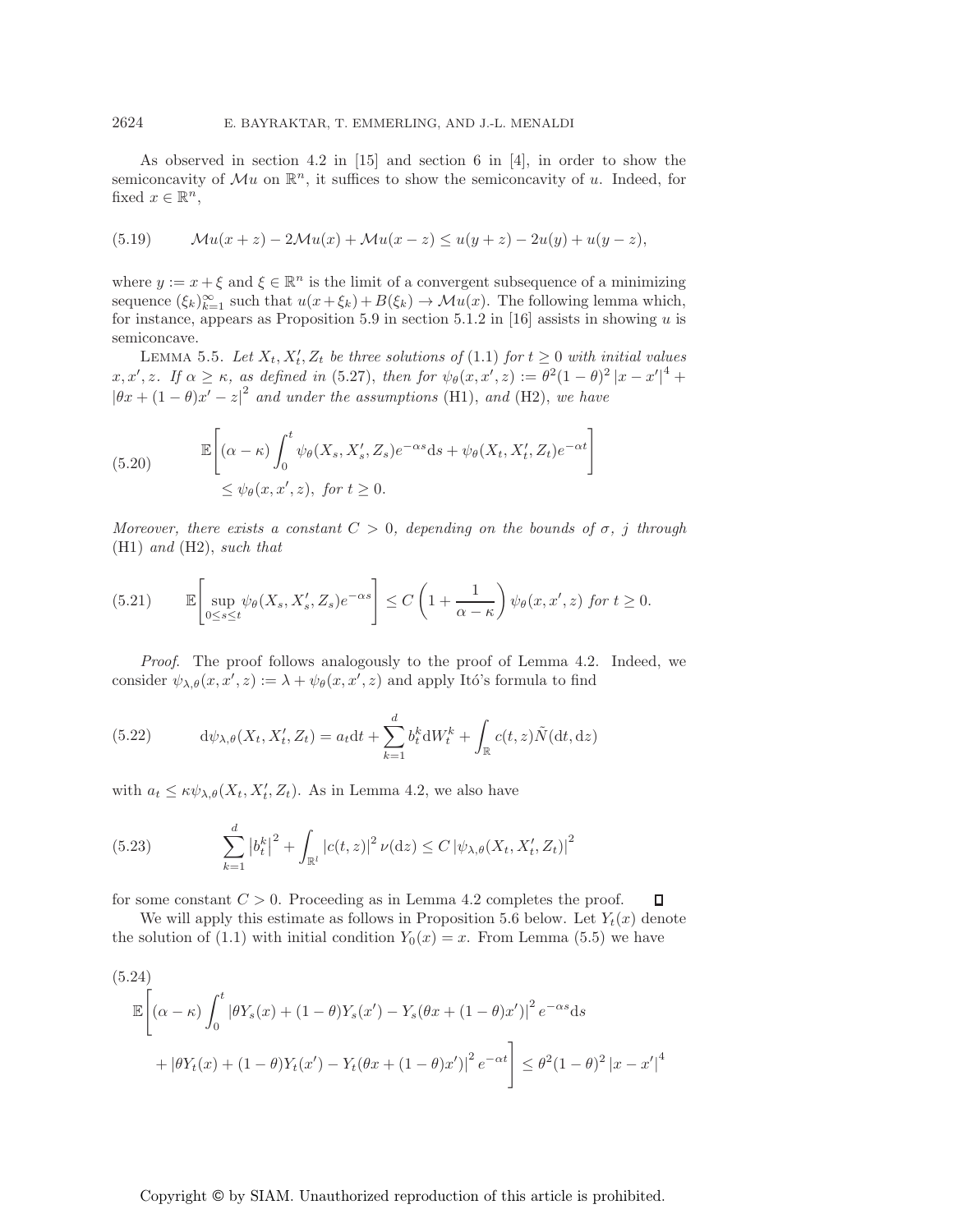As observed in section 4.2 in [15] and section 6 in [4], in order to show the semiconcavity of $\mathcal{M}u$ on $\mathbb{R}^n$, it suffices to show the semiconcavity of $u$. Indeed, for fixed $x \in \mathbb{R}^n$,

$$\mathcal{M}u(x+z) - 2\mathcal{M}u(x) + \mathcal{M}u(x-z) \leq u(y+z) - 2u(y) + u(y-z), \tag{5.19}$$

where $y := x + \xi$ and $\xi \in \mathbb{R}^n$ is the limit of a convergent subsequence of a minimizing sequence $(\xi_k)_{k=1}^{\infty}$ such that $u(x+\xi_k) + B(\xi_k) \to \mathcal{M}u(x)$. The following lemma which, for instance, appears as Proposition 5.9 in section 5.1.2 in [16] assists in showing $u$ is semiconcave.

Lemma 5.5. *Let $X_t, X'_t, Z_t$ be three solutions of* (1.1) *for $t \geq 0$ with initial values $x, x', z$. If $\alpha \geq \kappa$, as defined in* (5.27), *then for $\psi_\theta(x, x', z) := \theta^2(1-\theta)^2 |x - x'|^4 + |\theta x + (1-\theta)x' - z|^2$ and under the assumptions* (H1), *and* (H2), *we have*

$$\mathbb{E}\left[(\alpha - \kappa)\int_0^t \psi_\theta(X_s, X'_s, Z_s)e^{-\alpha s}\mathrm{d}s + \psi_\theta(X_t, X'_t, Z_t)e^{-\alpha t}\right] \leq \psi_\theta(x, x', z), \text{ for } t \geq 0. \tag{5.20}$$

*Moreover, there exists a constant $C > 0$, depending on the bounds of $\sigma$, $j$ through* (H1) *and* (H2), *such that*

$$\mathbb{E}\left[\sup_{0 \leq s \leq t} \psi_\theta(X_s, X'_s, Z_s)e^{-\alpha s}\right] \leq C\left(1 + \frac{1}{\alpha - \kappa}\right)\psi_\theta(x, x', z) \text{ for } t \geq 0. \tag{5.21}$$

*Proof.* The proof follows analogously to the proof of Lemma 4.2. Indeed, we consider $\psi_{\lambda,\theta}(x, x', z) := \lambda + \psi_\theta(x, x', z)$ and apply Itó's formula to find

$$\mathrm{d}\psi_{\lambda,\theta}(X_t, X'_t, Z_t) = a_t \mathrm{d}t + \sum_{k=1}^{d} b_t^k \mathrm{d}W_t^k + \int_{\mathbb{R}} c(t, z)\tilde{N}(\mathrm{d}t, \mathrm{d}z) \tag{5.22}$$

with $a_t \leq \kappa \psi_{\lambda,\theta}(X_t, X'_t, Z_t)$. As in Lemma 4.2, we also have

$$\sum_{k=1}^{d} \left|b_t^k\right|^2 + \int_{\mathbb{R}^l} |c(t, z)|^2 \nu(\mathrm{d}z) \leq C \left|\psi_{\lambda,\theta}(X_t, X'_t, Z_t)\right|^2 \tag{5.23}$$

for some constant $C > 0$. Proceeding as in Lemma 4.2 completes the proof. ∎

We will apply this estimate as follows in Proposition 5.6 below. Let $Y_t(x)$ denote the solution of (1.1) with initial condition $Y_0(x) = x$. From Lemma (5.5) we have

$$\begin{aligned}
&\mathbb{E}\Bigg[(\alpha - \kappa)\int_0^t |\theta Y_s(x) + (1-\theta)Y_s(x') - Y_s(\theta x + (1-\theta)x')|^2 e^{-\alpha s}\mathrm{d}s \\
&\quad + |\theta Y_t(x) + (1-\theta)Y_t(x') - Y_t(\theta x + (1-\theta)x')|^2 e^{-\alpha t}\Bigg] \leq \theta^2(1-\theta)^2 |x - x'|^4
\end{aligned} \tag{5.24}$$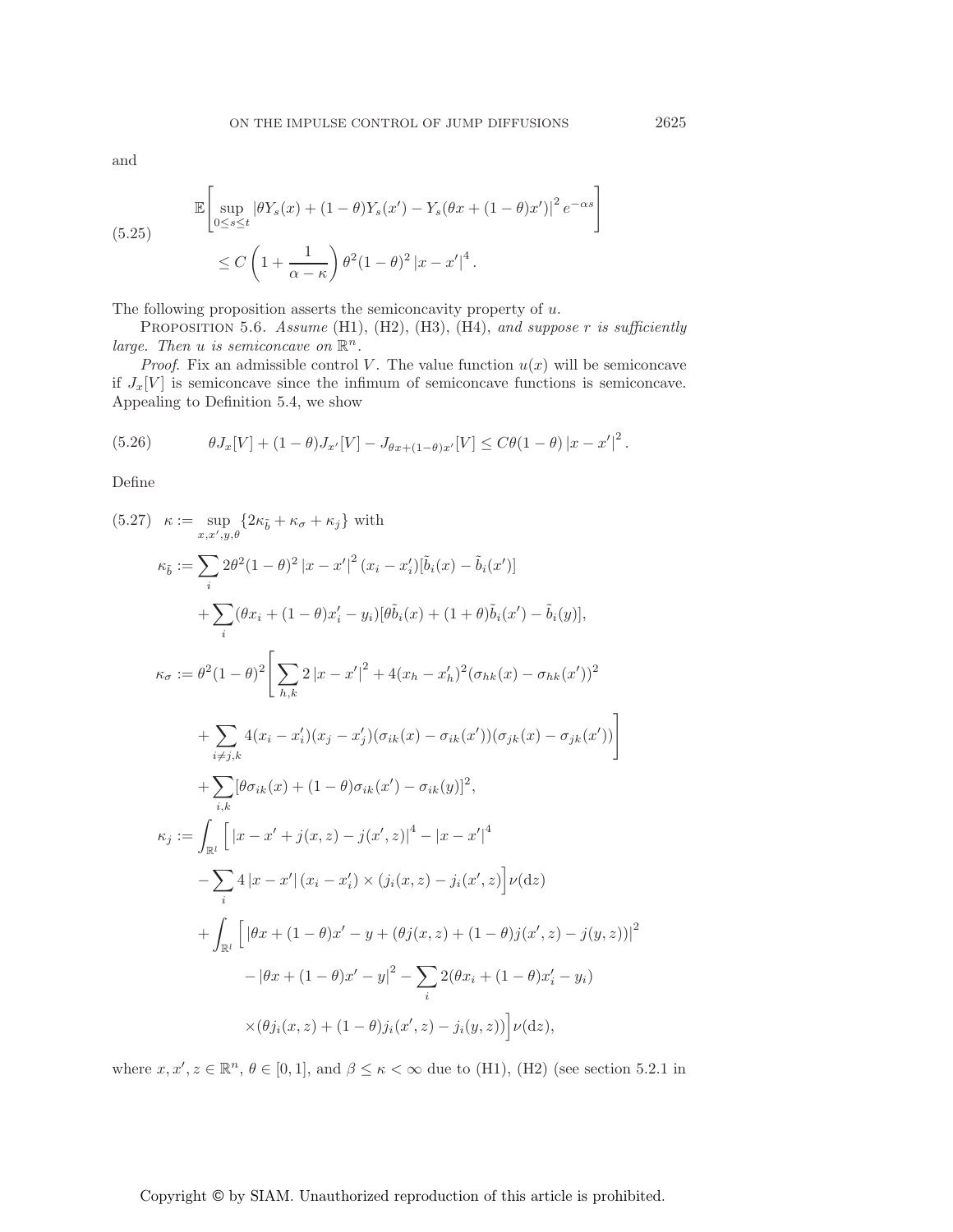and

$$
\mathbb{E}\left[\sup_{0\le s\le t}\left|\theta Y_s(x)+(1-\theta)Y_s(x')-Y_s(\theta x+(1-\theta)x')\right|^2 e^{-\alpha s}\right]
\le C\left(1+\frac{1}{\alpha-\kappa}\right)\theta^2(1-\theta)^2\left|x-x'\right|^4. \tag{5.25}
$$

The following proposition asserts the semiconcavity property of $u$.

Proposition 5.6. *Assume* (H1), (H2), (H3), (H4), *and suppose $r$ is sufficiently large. Then $u$ is semiconcave on $\mathbb{R}^n$.*

*Proof.* Fix an admissible control $V$. The value function $u(x)$ will be semiconcave if $J_x[V]$ is semiconcave since the infimum of semiconcave functions is semiconcave. Appealing to Definition 5.4, we show

$$
\theta J_x[V]+(1-\theta)J_{x'}[V]-J_{\theta x+(1-\theta)x'}[V]\le C\theta(1-\theta)\left|x-x'\right|^2. \tag{5.26}
$$

Define

$$
\begin{aligned}
\kappa &:= \sup_{x,x',y,\theta}\{2\kappa_{\tilde b}+\kappa_\sigma+\kappa_j\} \text{ with} \\
\kappa_{\tilde b} &:= \sum_i 2\theta^2(1-\theta)^2\left|x-x'\right|^2(x_i-x_i')[\tilde b_i(x)-\tilde b_i(x')] \\
&\quad+\sum_i(\theta x_i+(1-\theta)x_i'-y_i)[\theta\tilde b_i(x)+(1+\theta)\tilde b_i(x')-\tilde b_i(y)], \\
\kappa_\sigma &:= \theta^2(1-\theta)^2\Bigg[\sum_{h,k}2\left|x-x'\right|^2+4(x_h-x_h')^2(\sigma_{hk}(x)-\sigma_{hk}(x'))^2 \\
&\quad+\sum_{i\ne j,k}4(x_i-x_i')(x_j-x_j')(\sigma_{ik}(x)-\sigma_{ik}(x'))(\sigma_{jk}(x)-\sigma_{jk}(x'))\Bigg] \\
&\quad+\sum_{i,k}[\theta\sigma_{ik}(x)+(1-\theta)\sigma_{ik}(x')-\sigma_{ik}(y)]^2, \\
\kappa_j &:= \int_{\mathbb{R}^l}\Big[\left|x-x'+j(x,z)-j(x',z)\right|^4-\left|x-x'\right|^4 \\
&\quad-\sum_i 4\left|x-x'\right|(x_i-x_i')\times(j_i(x,z)-j_i(x',z))\Big]\nu(\mathrm{d}z) \\
&\quad+\int_{\mathbb{R}^l}\Big[\left|\theta x+(1-\theta)x'-y+(\theta j(x,z)+(1-\theta)j(x',z)-j(y,z))\right|^2 \\
&\qquad-\left|\theta x+(1-\theta)x'-y\right|^2-\sum_i 2(\theta x_i+(1-\theta)x_i'-y_i) \\
&\qquad\times(\theta j_i(x,z)+(1-\theta)j_i(x',z)-j_i(y,z))\Big]\nu(\mathrm{d}z),
\end{aligned} \tag{5.27}
$$

where $x,x',z\in\mathbb{R}^n$, $\theta\in[0,1]$, and $\beta\le\kappa<\infty$ due to (H1), (H2) (see section 5.2.1 in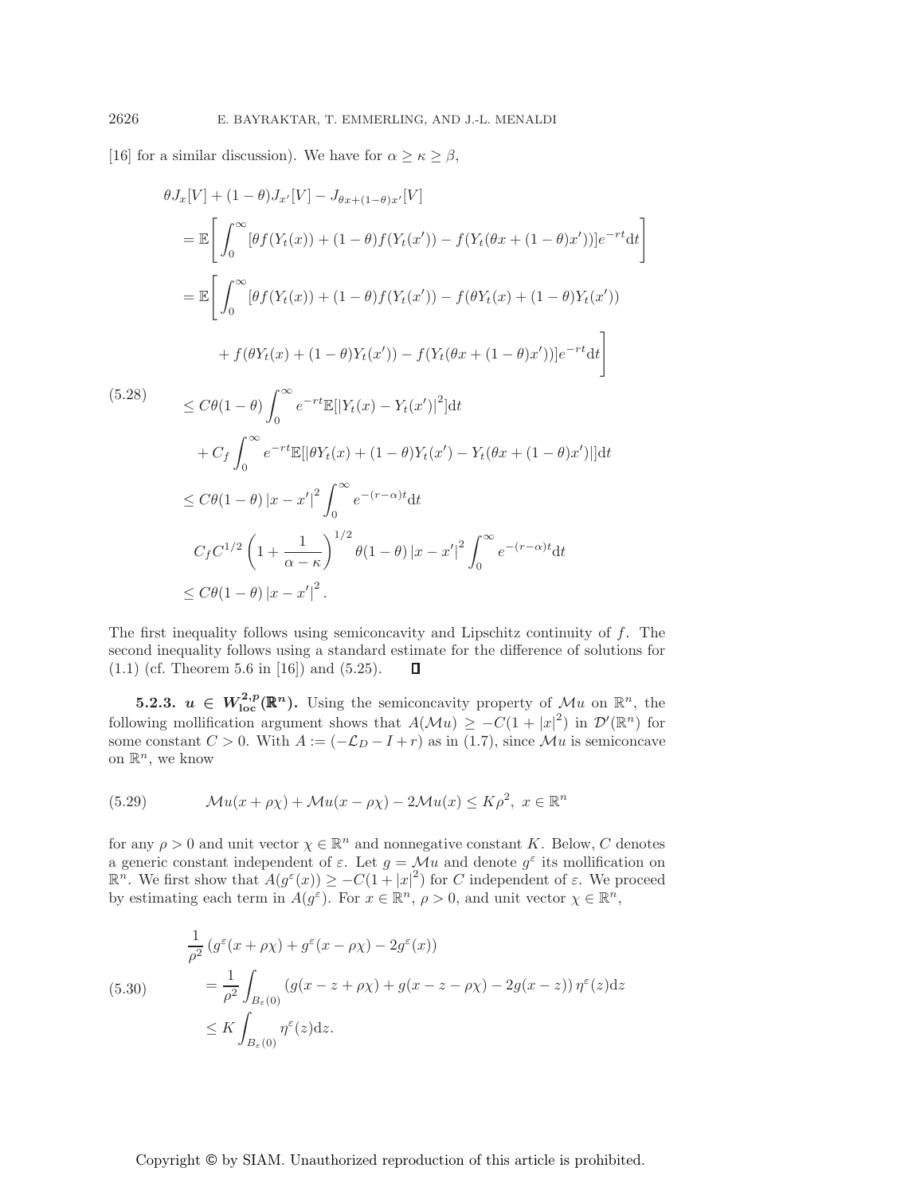[16] for a similar discussion). We have for $\alpha \geq \kappa \geq \beta$,

$$
\begin{aligned}
&\theta J_x[V] + (1-\theta) J_{x'}[V] - J_{\theta x + (1-\theta)x'}[V] \\
&\quad = \mathbb{E}\left[ \int_0^\infty [\theta f(Y_t(x)) + (1-\theta) f(Y_t(x')) - f(Y_t(\theta x + (1-\theta)x'))] e^{-rt} \mathrm{d}t \right] \\
&\quad = \mathbb{E}\Bigg[ \int_0^\infty [\theta f(Y_t(x)) + (1-\theta) f(Y_t(x')) - f(\theta Y_t(x) + (1-\theta) Y_t(x')) \\
&\qquad\qquad + f(\theta Y_t(x) + (1-\theta) Y_t(x')) - f(Y_t(\theta x + (1-\theta)x'))] e^{-rt} \mathrm{d}t \Bigg] \\
&\quad \leq C\theta(1-\theta) \int_0^\infty e^{-rt} \mathbb{E}[|Y_t(x) - Y_t(x')|^2] \mathrm{d}t \\
&\qquad + C_f \int_0^\infty e^{-rt} \mathbb{E}[|\theta Y_t(x) + (1-\theta) Y_t(x') - Y_t(\theta x + (1-\theta)x')|] \mathrm{d}t \\
&\quad \leq C\theta(1-\theta) |x - x'|^2 \int_0^\infty e^{-(r-\alpha)t} \mathrm{d}t \\
&\qquad C_f C^{1/2} \left(1 + \frac{1}{\alpha - \kappa}\right)^{1/2} \theta(1-\theta) |x - x'|^2 \int_0^\infty e^{-(r-\alpha)t} \mathrm{d}t \\
&\quad \leq C\theta(1-\theta) |x - x'|^2 .
\end{aligned} \tag{5.28}
$$

The first inequality follows using semiconcavity and Lipschitz continuity of $f$. The second inequality follows using a standard estimate for the difference of solutions for (1.1) (cf. Theorem 5.6 in [16]) and (5.25). ∎

**5.2.3. $u \in W^{2,p}_{\text{loc}}(\mathbb{R}^n)$.** Using the semiconcavity property of $\mathcal{M}u$ on $\mathbb{R}^n$, the following mollification argument shows that $A(\mathcal{M}u) \geq -C(1 + |x|^2)$ in $\mathcal{D}'(\mathbb{R}^n)$ for some constant $C > 0$. With $A := (-\mathcal{L}_D - I + r)$ as in (1.7), since $\mathcal{M}u$ is semiconcave on $\mathbb{R}^n$, we know

$$
\mathcal{M}u(x + \rho\chi) + \mathcal{M}u(x - \rho\chi) - 2\mathcal{M}u(x) \leq K\rho^2, \; x \in \mathbb{R}^n \tag{5.29}
$$

for any $\rho > 0$ and unit vector $\chi \in \mathbb{R}^n$ and nonnegative constant $K$. Below, $C$ denotes a generic constant independent of $\varepsilon$. Let $g = \mathcal{M}u$ and denote $g^\varepsilon$ its mollification on $\mathbb{R}^n$. We first show that $A(g^\varepsilon(x)) \geq -C(1 + |x|^2)$ for $C$ independent of $\varepsilon$. We proceed by estimating each term in $A(g^\varepsilon)$. For $x \in \mathbb{R}^n$, $\rho > 0$, and unit vector $\chi \in \mathbb{R}^n$,

$$
\begin{aligned}
&\frac{1}{\rho^2} \left( g^\varepsilon(x + \rho\chi) + g^\varepsilon(x - \rho\chi) - 2g^\varepsilon(x) \right) \\
&\quad = \frac{1}{\rho^2} \int_{B_\varepsilon(0)} \left( g(x - z + \rho\chi) + g(x - z - \rho\chi) - 2g(x - z) \right) \eta^\varepsilon(z) \mathrm{d}z \\
&\quad \leq K \int_{B_\varepsilon(0)} \eta^\varepsilon(z) \mathrm{d}z.
\end{aligned} \tag{5.30}
$$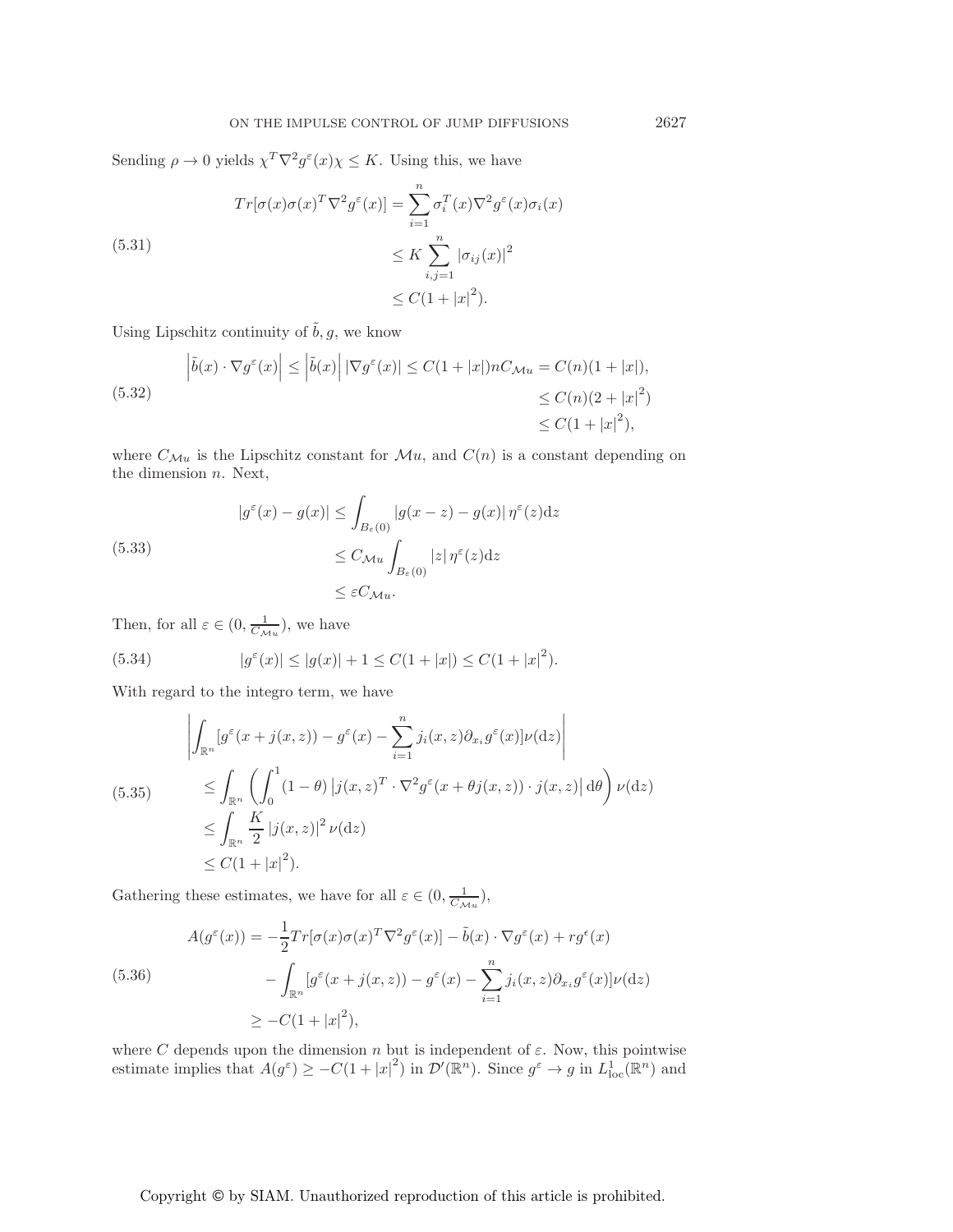Sending $\rho \to 0$ yields $\chi^T \nabla^2 g^\varepsilon(x)\chi \leq K$. Using this, we have

$$
\begin{aligned}
Tr[\sigma(x)\sigma(x)^T \nabla^2 g^\varepsilon(x)] &= \sum_{i=1}^{n} \sigma_i^T(x) \nabla^2 g^\varepsilon(x) \sigma_i(x) \\
&\leq K \sum_{i,j=1}^{n} |\sigma_{ij}(x)|^2 \\
&\leq C(1+|x|^2).
\end{aligned}
\tag{5.31}
$$

Using Lipschitz continuity of $\tilde{b}, g$, we know

$$
\begin{aligned}
\left|\tilde{b}(x) \cdot \nabla g^\varepsilon(x)\right| \leq \left|\tilde{b}(x)\right| |\nabla g^\varepsilon(x)| \leq C(1+|x|) n C_{\mathcal{M}u} &= C(n)(1+|x|), \\
&\leq C(n)(2+|x|^2) \\
&\leq C(1+|x|^2),
\end{aligned}
\tag{5.32}
$$

where $C_{\mathcal{M}u}$ is the Lipschitz constant for $\mathcal{M}u$, and $C(n)$ is a constant depending on the dimension $n$. Next,

$$
\begin{aligned}
|g^\varepsilon(x) - g(x)| &\leq \int_{B_\varepsilon(0)} |g(x-z) - g(x)| \, \eta^\varepsilon(z) \mathrm{d}z \\
&\leq C_{\mathcal{M}u} \int_{B_\varepsilon(0)} |z| \, \eta^\varepsilon(z) \mathrm{d}z \\
&\leq \varepsilon C_{\mathcal{M}u}.
\end{aligned}
\tag{5.33}
$$

Then, for all $\varepsilon \in (0, \frac{1}{C_{\mathcal{M}u}})$, we have

$$
|g^\varepsilon(x)| \leq |g(x)| + 1 \leq C(1+|x|) \leq C(1+|x|^2).
\tag{5.34}
$$

With regard to the integro term, we have

$$
\begin{aligned}
&\left| \int_{\mathbb{R}^n} [g^\varepsilon(x + j(x,z)) - g^\varepsilon(x) - \sum_{i=1}^{n} j_i(x,z) \partial_{x_i} g^\varepsilon(x)] \nu(\mathrm{d}z) \right| \\
&\quad \leq \int_{\mathbb{R}^n} \left( \int_0^1 (1-\theta) \left| j(x,z)^T \cdot \nabla^2 g^\varepsilon(x + \theta j(x,z)) \cdot j(x,z) \right| \mathrm{d}\theta \right) \nu(\mathrm{d}z) \\
&\quad \leq \int_{\mathbb{R}^n} \frac{K}{2} |j(x,z)|^2 \nu(\mathrm{d}z) \\
&\quad \leq C(1+|x|^2).
\end{aligned}
\tag{5.35}
$$

Gathering these estimates, we have for all $\varepsilon \in (0, \frac{1}{C_{\mathcal{M}u}})$,

$$
\begin{aligned}
A(g^\varepsilon(x)) = &-\frac{1}{2} Tr[\sigma(x)\sigma(x)^T \nabla^2 g^\varepsilon(x)] - \tilde{b}(x) \cdot \nabla g^\varepsilon(x) + r g^\epsilon(x) \\
&- \int_{\mathbb{R}^n} [g^\varepsilon(x + j(x,z)) - g^\varepsilon(x) - \sum_{i=1}^{n} j_i(x,z) \partial_{x_i} g^\varepsilon(x)] \nu(\mathrm{d}z) \\
\geq &-C(1+|x|^2),
\end{aligned}
\tag{5.36}
$$

where $C$ depends upon the dimension $n$ but is independent of $\varepsilon$. Now, this pointwise estimate implies that $A(g^\varepsilon) \geq -C(1+|x|^2)$ in $\mathcal{D}'(\mathbb{R}^n)$. Since $g^\varepsilon \to g$ in $L^1_{\mathrm{loc}}(\mathbb{R}^n)$ and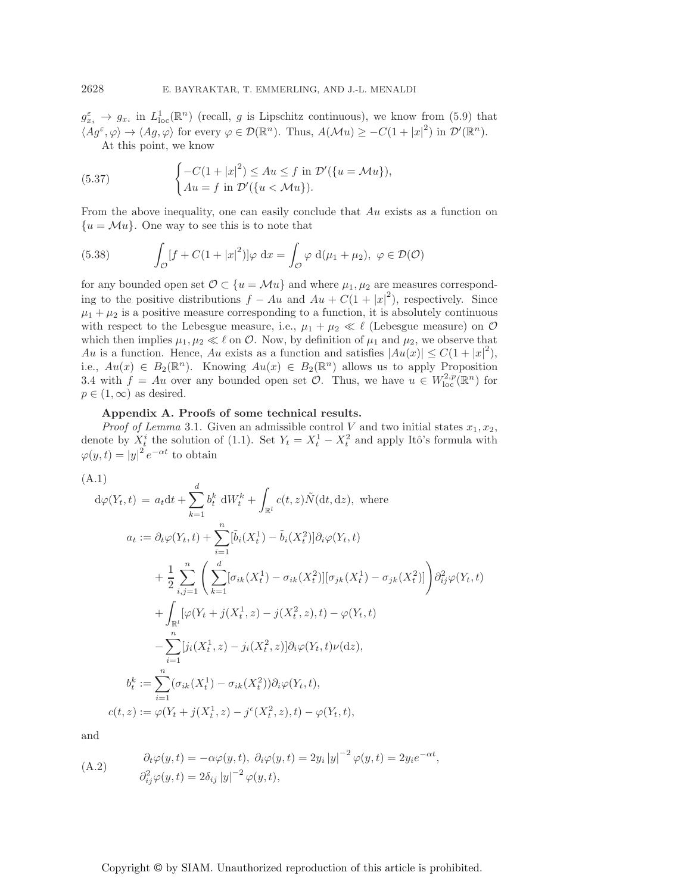$g_{x_i}^\varepsilon \to g_{x_i}$ in $L^1_{\mathrm{loc}}(\mathbb{R}^n)$ (recall, $g$ is Lipschitz continuous), we know from (5.9) that $\langle Ag^\varepsilon, \varphi\rangle \to \langle Ag, \varphi\rangle$ for every $\varphi \in \mathcal{D}(\mathbb{R}^n)$. Thus, $A(\mathcal{M}u) \geq -C(1+|x|^2)$ in $\mathcal{D}'(\mathbb{R}^n)$.

At this point, we know

$$
\begin{cases} -C(1+|x|^2) \leq Au \leq f \text{ in } \mathcal{D}'(\{u = \mathcal{M}u\}), \\ Au = f \text{ in } \mathcal{D}'(\{u < \mathcal{M}u\}). \end{cases} \tag{5.37}
$$

From the above inequality, one can easily conclude that $Au$ exists as a function on $\{u = \mathcal{M}u\}$. One way to see this is to note that

$$
\int_{\mathcal{O}} [f + C(1+|x|^2)]\varphi \, \mathrm{d}x = \int_{\mathcal{O}} \varphi \, \mathrm{d}(\mu_1 + \mu_2), \ \varphi \in \mathcal{D}(\mathcal{O}) \tag{5.38}
$$

for any bounded open set $\mathcal{O} \subset \{u = \mathcal{M}u\}$ and where $\mu_1, \mu_2$ are measures corresponding to the positive distributions $f - Au$ and $Au + C(1+|x|^2)$, respectively. Since $\mu_1 + \mu_2$ is a positive measure corresponding to a function, it is absolutely continuous with respect to the Lebesgue measure, i.e., $\mu_1 + \mu_2 \ll \ell$ (Lebesgue measure) on $\mathcal{O}$ which then implies $\mu_1, \mu_2 \ll \ell$ on $\mathcal{O}$. Now, by definition of $\mu_1$ and $\mu_2$, we observe that $Au$ is a function. Hence, $Au$ exists as a function and satisfies $|Au(x)| \leq C(1+|x|^2)$, i.e., $Au(x) \in B_2(\mathbb{R}^n)$. Knowing $Au(x) \in B_2(\mathbb{R}^n)$ allows us to apply Proposition 3.4 with $f = Au$ over any bounded open set $\mathcal{O}$. Thus, we have $u \in W^{2,p}_{\mathrm{loc}}(\mathbb{R}^n)$ for $p \in (1, \infty)$ as desired.

## Appendix A. Proofs of some technical results.

*Proof of Lemma* 3.1. Given an admissible control $V$ and two initial states $x_1, x_2$, denote by $X_t^i$ the solution of (1.1). Set $Y_t = X_t^1 - X_t^2$ and apply Itô's formula with $\varphi(y,t) = |y|^2 e^{-\alpha t}$ to obtain

$$
\begin{aligned}
\mathrm{d}\varphi(Y_t, t) \; &= \; a_t \mathrm{d}t + \sum_{k=1}^d b_t^k \, \mathrm{d}W_t^k + \int_{\mathbb{R}^l} c(t,z) \tilde{N}(\mathrm{d}t, \mathrm{d}z), \text{ where} \\
a_t &:= \partial_t \varphi(Y_t, t) + \sum_{i=1}^n [\tilde{b}_i(X_t^1) - \tilde{b}_i(X_t^2)] \partial_i \varphi(Y_t, t) \\
&\quad + \frac{1}{2} \sum_{i,j=1}^n \left( \sum_{k=1}^d [\sigma_{ik}(X_t^1) - \sigma_{ik}(X_t^2)][\sigma_{jk}(X_t^1) - \sigma_{jk}(X_t^2)] \right) \partial_{ij}^2 \varphi(Y_t, t) \\
&\quad + \int_{\mathbb{R}^l} [\varphi(Y_t + j(X_t^1, z) - j(X_t^2, z), t) - \varphi(Y_t, t) \\
&\quad - \sum_{i=1}^n [j_i(X_t^1, z) - j_i(X_t^2, z)] \partial_i \varphi(Y_t, t) \nu(\mathrm{d}z), \\
b_t^k &:= \sum_{i=1}^n (\sigma_{ik}(X_t^1) - \sigma_{ik}(X_t^2)) \partial_i \varphi(Y_t, t), \\
c(t,z) &:= \varphi(Y_t + j(X_t^1, z) - j^\epsilon(X_t^2, z), t) - \varphi(Y_t, t),
\end{aligned} \tag{A.1}
$$

and

$$
\begin{aligned}
&\partial_t \varphi(y,t) = -\alpha \varphi(y,t), \ \partial_i \varphi(y,t) = 2y_i |y|^{-2} \varphi(y,t) = 2y_i e^{-\alpha t}, \\
&\partial_{ij}^2 \varphi(y,t) = 2\delta_{ij} |y|^{-2} \varphi(y,t),
\end{aligned} \tag{A.2}
$$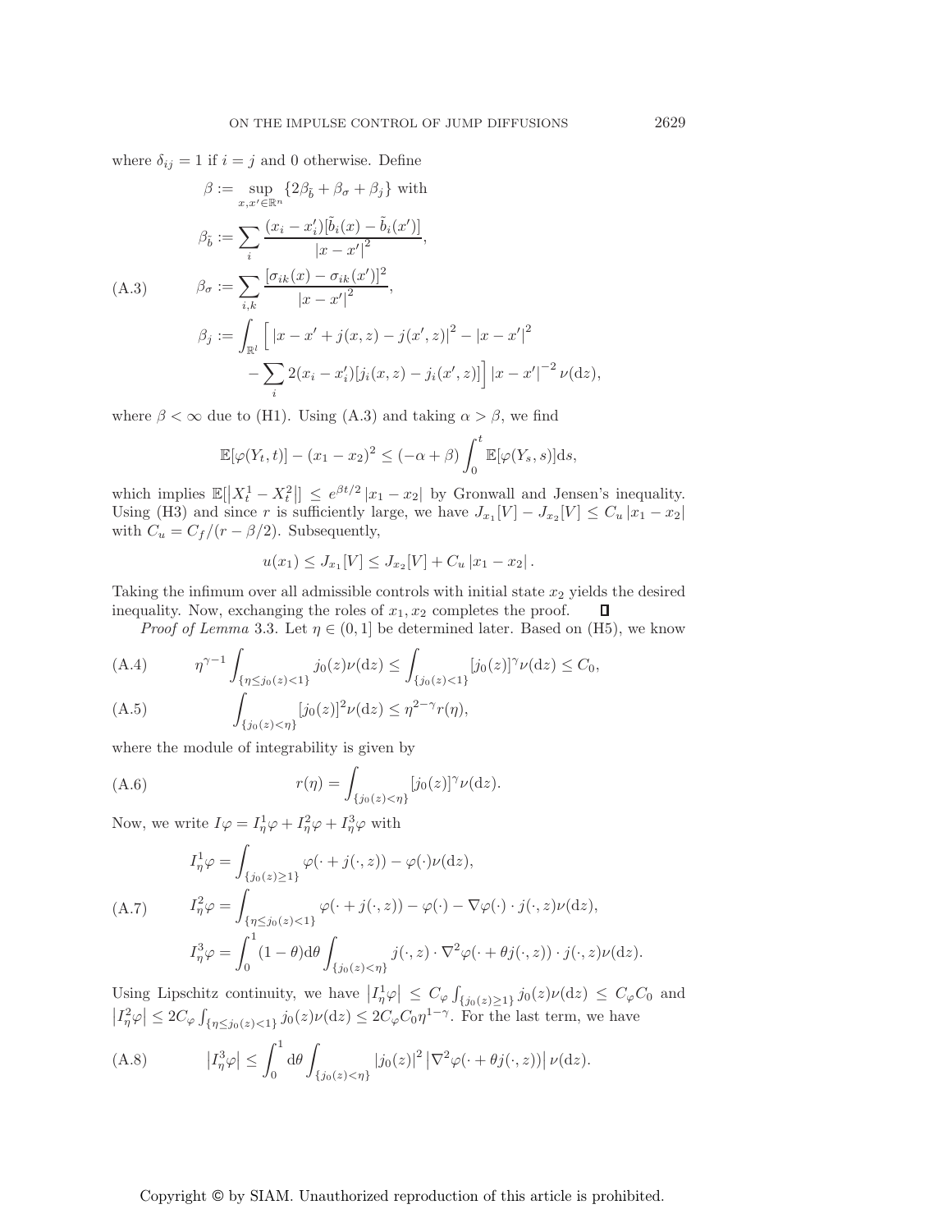where $\delta_{ij} = 1$ if $i = j$ and 0 otherwise. Define

$$
\begin{aligned}
\beta &:= \sup_{x,x' \in \mathbb{R}^n} \{2\beta_{\tilde{b}} + \beta_\sigma + \beta_j\} \text{ with} \\
\beta_{\tilde{b}} &:= \sum_i \frac{(x_i - x'_i)[\tilde{b}_i(x) - \tilde{b}_i(x')]}{|x - x'|^2}, \\
\beta_\sigma &:= \sum_{i,k} \frac{[\sigma_{ik}(x) - \sigma_{ik}(x')]^2}{|x - x'|^2}, \\
\beta_j &:= \int_{\mathbb{R}^l} \Big[ |x - x' + j(x,z) - j(x',z)|^2 - |x - x'|^2 \\
&\qquad - \sum_i 2(x_i - x'_i)[j_i(x,z) - j_i(x',z)] \Big] |x - x'|^{-2} \nu(\mathrm{d}z),
\end{aligned}
\tag{A.3}
$$

where $\beta < \infty$ due to (H1). Using (A.3) and taking $\alpha > \beta$, we find

$$
\mathbb{E}[\varphi(Y_t, t)] - (x_1 - x_2)^2 \leq (-\alpha + \beta) \int_0^t \mathbb{E}[\varphi(Y_s, s)] \mathrm{d}s,
$$

which implies $\mathbb{E}[|X_t^1 - X_t^2|] \leq e^{\beta t/2} |x_1 - x_2|$ by Gronwall and Jensen's inequality. Using (H3) and since $r$ is sufficiently large, we have $J_{x_1}[V] - J_{x_2}[V] \leq C_u |x_1 - x_2|$ with $C_u = C_f/(r - \beta/2)$. Subsequently,

$$
u(x_1) \leq J_{x_1}[V] \leq J_{x_2}[V] + C_u |x_1 - x_2|.
$$

Taking the infimum over all admissible controls with initial state $x_2$ yields the desired inequality. Now, exchanging the roles of $x_1, x_2$ completes the proof. ∎

*Proof of Lemma* 3.3. Let $\eta \in (0, 1]$ be determined later. Based on (H5), we know

$$
\eta^{\gamma - 1} \int_{\{\eta \leq j_0(z) < 1\}} j_0(z) \nu(\mathrm{d}z) \leq \int_{\{j_0(z) < 1\}} [j_0(z)]^\gamma \nu(\mathrm{d}z) \leq C_0,
\tag{A.4}
$$

$$
\int_{\{j_0(z) < \eta\}} [j_0(z)]^2 \nu(\mathrm{d}z) \leq \eta^{2-\gamma} r(\eta),
\tag{A.5}
$$

where the module of integrability is given by

$$
r(\eta) = \int_{\{j_0(z) < \eta\}} [j_0(z)]^\gamma \nu(\mathrm{d}z).
\tag{A.6}
$$

Now, we write $I\varphi = I_\eta^1 \varphi + I_\eta^2 \varphi + I_\eta^3 \varphi$ with

$$
\begin{aligned}
I_\eta^1 \varphi &= \int_{\{j_0(z) \geq 1\}} \varphi(\cdot + j(\cdot, z)) - \varphi(\cdot) \nu(\mathrm{d}z), \\
I_\eta^2 \varphi &= \int_{\{\eta \leq j_0(z) < 1\}} \varphi(\cdot + j(\cdot, z)) - \varphi(\cdot) - \nabla \varphi(\cdot) \cdot j(\cdot, z) \nu(\mathrm{d}z), \\
I_\eta^3 \varphi &= \int_0^1 (1 - \theta) \mathrm{d}\theta \int_{\{j_0(z) < \eta\}} j(\cdot, z) \cdot \nabla^2 \varphi(\cdot + \theta j(\cdot, z)) \cdot j(\cdot, z) \nu(\mathrm{d}z).
\end{aligned}
\tag{A.7}
$$

Using Lipschitz continuity, we have $|I_\eta^1 \varphi| \leq C_\varphi \int_{\{j_0(z) \geq 1\}} j_0(z) \nu(\mathrm{d}z) \leq C_\varphi C_0$ and $|I_\eta^2 \varphi| \leq 2C_\varphi \int_{\{\eta \leq j_0(z) < 1\}} j_0(z) \nu(\mathrm{d}z) \leq 2C_\varphi C_0 \eta^{1-\gamma}$. For the last term, we have

$$
|I_\eta^3 \varphi| \leq \int_0^1 \mathrm{d}\theta \int_{\{j_0(z) < \eta\}} |j_0(z)|^2 |\nabla^2 \varphi(\cdot + \theta j(\cdot, z))| \nu(\mathrm{d}z).
\tag{A.8}
$$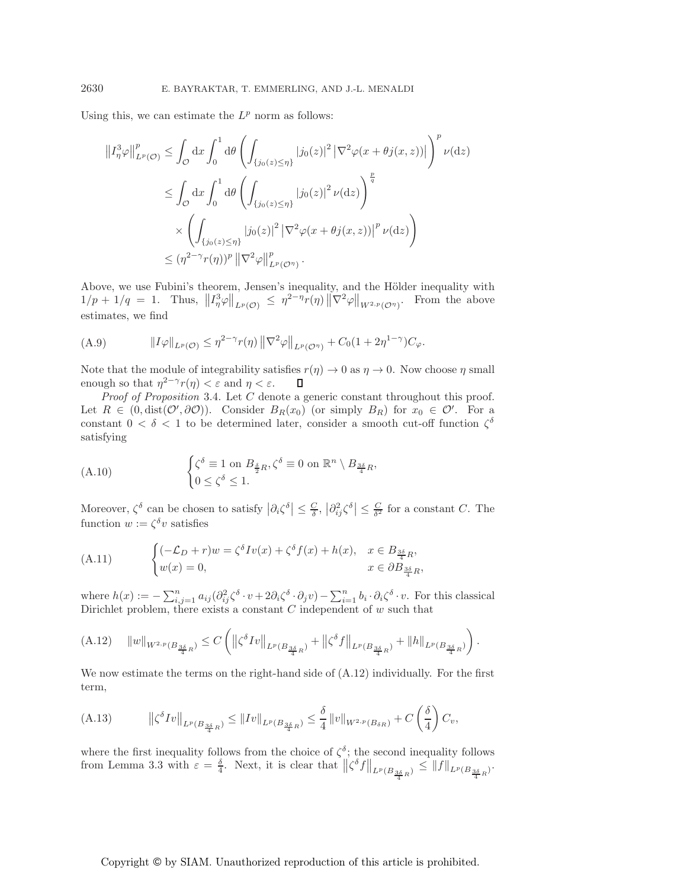Using this, we can estimate the $L^p$ norm as follows:

$$
\begin{aligned}
\left\|I_\eta^3\varphi\right\|_{L^p(\mathcal{O})}^p &\le \int_{\mathcal{O}} \mathrm{d}x \int_0^1 \mathrm{d}\theta \left( \int_{\{j_0(z)\le\eta\}} |j_0(z)|^2 \left|\nabla^2\varphi(x+\theta j(x,z))\right| \right)^p \nu(\mathrm{d}z) \\
&\le \int_{\mathcal{O}} \mathrm{d}x \int_0^1 \mathrm{d}\theta \left( \int_{\{j_0(z)\le\eta\}} |j_0(z)|^2 \nu(\mathrm{d}z) \right)^{\frac{p}{q}} \\
&\quad \times \left( \int_{\{j_0(z)\le\eta\}} |j_0(z)|^2 \left|\nabla^2\varphi(x+\theta j(x,z))\right|^p \nu(\mathrm{d}z) \right) \\
&\le (\eta^{2-\gamma} r(\eta))^p \left\|\nabla^2\varphi\right\|_{L^p(\mathcal{O}^\eta)}^p .
\end{aligned}
$$

Above, we use Fubini's theorem, Jensen's inequality, and the Hölder inequality with $1/p + 1/q = 1$. Thus, $\left\|I_\eta^3\varphi\right\|_{L^p(\mathcal{O})} \le \eta^{2-\eta} r(\eta) \left\|\nabla^2\varphi\right\|_{W^{2,p}(\mathcal{O}^\eta)}$. From the above estimates, we find

$$
\|I\varphi\|_{L^p(\mathcal{O})} \le \eta^{2-\gamma} r(\eta) \left\|\nabla^2\varphi\right\|_{L^p(\mathcal{O}^\eta)} + C_0(1+2\eta^{1-\gamma}) C_\varphi. \tag{A.9}
$$

Note that the module of integrability satisfies $r(\eta) \to 0$ as $\eta \to 0$. Now choose $\eta$ small enough so that $\eta^{2-\gamma} r(\eta) < \varepsilon$ and $\eta < \varepsilon$. $\square$

*Proof of Proposition* 3.4. Let $C$ denote a generic constant throughout this proof. Let $R \in (0, \operatorname{dist}(\mathcal{O}', \partial\mathcal{O}))$. Consider $B_R(x_0)$ (or simply $B_R$) for $x_0 \in \mathcal{O}'$. For a constant $0 < \delta < 1$ to be determined later, consider a smooth cut-off function $\zeta^\delta$ satisfying

$$
\begin{cases}
\zeta^\delta \equiv 1 \text{ on } B_{\frac{\delta}{2}R}, \zeta^\delta \equiv 0 \text{ on } \mathbb{R}^n \setminus B_{\frac{3\delta}{4}R}, \\
0 \le \zeta^\delta \le 1.
\end{cases} \tag{A.10}
$$

Moreover, $\zeta^\delta$ can be chosen to satisfy $\left|\partial_i\zeta^\delta\right| \le \frac{C}{\delta}$, $\left|\partial_{ij}^2\zeta^\delta\right| \le \frac{C}{\delta^2}$ for a constant $C$. The function $w := \zeta^\delta v$ satisfies

$$
\begin{cases}
(-\mathcal{L}_D + r)w = \zeta^\delta I v(x) + \zeta^\delta f(x) + h(x), & x \in B_{\frac{3\delta}{4}R}, \\
w(x) = 0, & x \in \partial B_{\frac{3\delta}{4}R},
\end{cases} \tag{A.11}
$$

where $h(x) := -\sum_{i,j=1}^n a_{ij}(\partial_{ij}^2\zeta^\delta \cdot v + 2\partial_i\zeta^\delta \cdot \partial_j v) - \sum_{i=1}^n b_i \cdot \partial_i\zeta^\delta \cdot v$. For this classical Dirichlet problem, there exists a constant $C$ independent of $w$ such that

$$
\|w\|_{W^{2,p}(B_{\frac{3\delta}{4}R})} \le C\left( \left\|\zeta^\delta I v\right\|_{L^p(B_{\frac{3\delta}{4}R})} + \left\|\zeta^\delta f\right\|_{L^p(B_{\frac{3\delta}{4}R})} + \|h\|_{L^p(B_{\frac{3\delta}{4}R})} \right). \tag{A.12}
$$

We now estimate the terms on the right-hand side of (A.12) individually. For the first term,

$$
\left\|\zeta^\delta I v\right\|_{L^p(B_{\frac{3\delta}{4}R})} \le \|Iv\|_{L^p(B_{\frac{3\delta}{4}R})} \le \frac{\delta}{4}\|v\|_{W^{2,p}(B_{\delta R})} + C\left(\frac{\delta}{4}\right) C_v, \tag{A.13}
$$

where the first inequality follows from the choice of $\zeta^\delta$; the second inequality follows from Lemma 3.3 with $\varepsilon = \frac{\delta}{4}$. Next, it is clear that $\left\|\zeta^\delta f\right\|_{L^p(B_{\frac{3\delta}{4}R})} \le \|f\|_{L^p(B_{\frac{3\delta}{4}R})}$.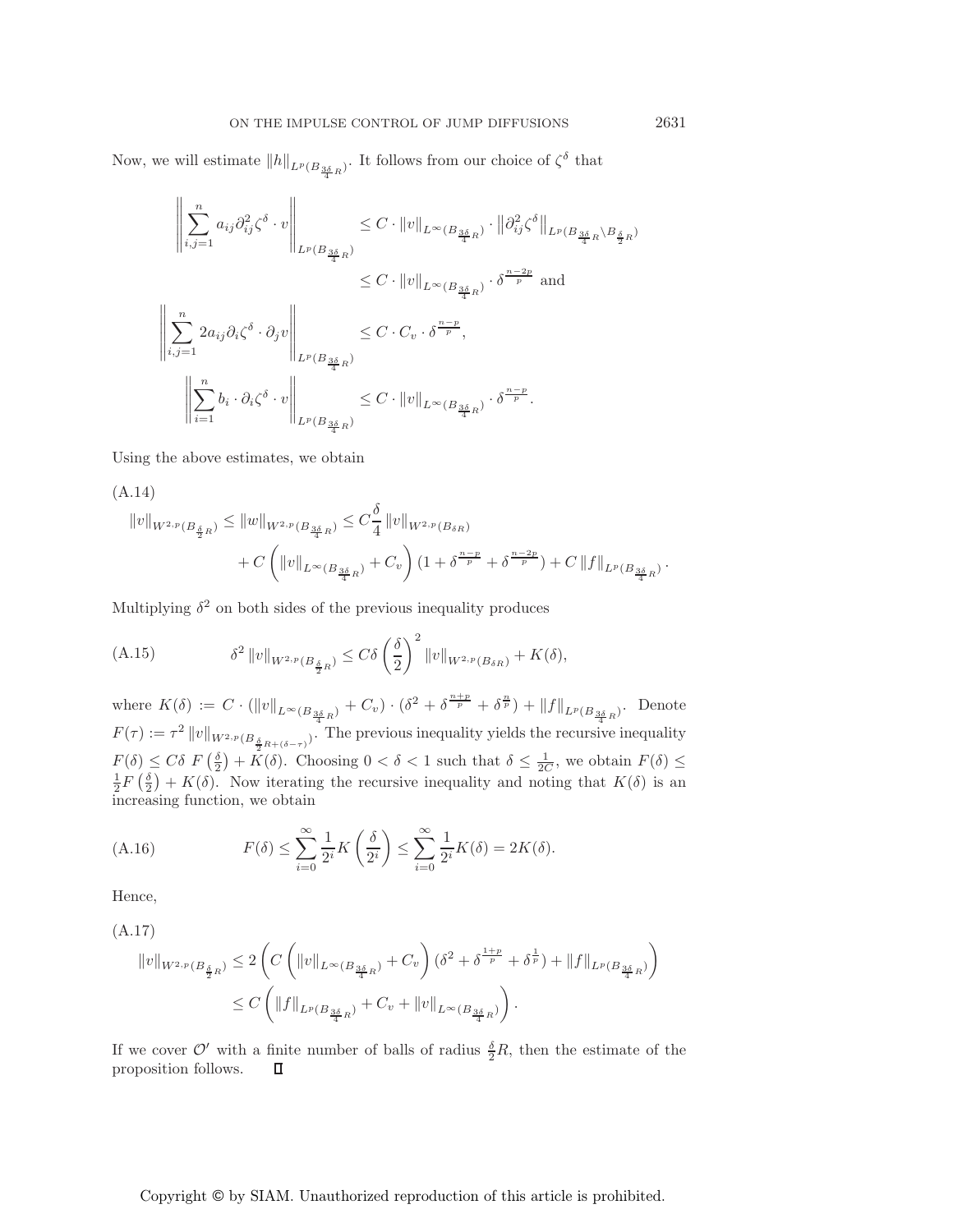Now, we will estimate $\|h\|_{L^p(B_{\frac{3\delta}{4}R})}$. It follows from our choice of $\zeta^\delta$ that

$$
\begin{aligned}
\left\| \sum_{i,j=1}^n a_{ij} \partial^2_{ij} \zeta^\delta \cdot v \right\|_{L^p(B_{\frac{3\delta}{4}R})} &\leq C \cdot \|v\|_{L^\infty(B_{\frac{3\delta}{4}R})} \cdot \left\| \partial^2_{ij} \zeta^\delta \right\|_{L^p(B_{\frac{3\delta}{4}R} \setminus B_{\frac{\delta}{2}R})} \\
&\leq C \cdot \|v\|_{L^\infty(B_{\frac{3\delta}{4}R})} \cdot \delta^{\frac{n-2p}{p}} \text{ and} \\
\left\| \sum_{i,j=1}^n 2a_{ij} \partial_i \zeta^\delta \cdot \partial_j v \right\|_{L^p(B_{\frac{3\delta}{4}R})} &\leq C \cdot C_v \cdot \delta^{\frac{n-p}{p}}, \\
\left\| \sum_{i=1}^n b_i \cdot \partial_i \zeta^\delta \cdot v \right\|_{L^p(B_{\frac{3\delta}{4}R})} &\leq C \cdot \|v\|_{L^\infty(B_{\frac{3\delta}{4}R})} \cdot \delta^{\frac{n-p}{p}}.
\end{aligned}
$$

Using the above estimates, we obtain

(A.14)
$$
\begin{aligned}
\|v\|_{W^{2,p}(B_{\frac{\delta}{2}R})} \leq \|w\|_{W^{2,p}(B_{\frac{3\delta}{4}R})} &\leq C\frac{\delta}{4} \|v\|_{W^{2,p}(B_{\delta R})} \\
&\quad + C\left( \|v\|_{L^\infty(B_{\frac{3\delta}{4}R})} + C_v \right)(1 + \delta^{\frac{n-p}{p}} + \delta^{\frac{n-2p}{p}}) + C\|f\|_{L^p(B_{\frac{3\delta}{4}R})}.
\end{aligned}
$$

Multiplying $\delta^2$ on both sides of the previous inequality produces

$$
\delta^2 \|v\|_{W^{2,p}(B_{\frac{\delta}{2}R})} \leq C\delta \left(\frac{\delta}{2}\right)^2 \|v\|_{W^{2,p}(B_{\delta R})} + K(\delta), \tag{A.15}
$$

where $K(\delta) := C \cdot (\|v\|_{L^\infty(B_{\frac{3\delta}{4}R})} + C_v) \cdot (\delta^2 + \delta^{\frac{n+p}{p}} + \delta^{\frac{n}{p}}) + \|f\|_{L^p(B_{\frac{3\delta}{4}R})}$. Denote $F(\tau) := \tau^2 \|v\|_{W^{2,p}(B_{\frac{\delta}{2}R+(\delta-\tau)})}$. The previous inequality yields the recursive inequality $F(\delta) \leq C\delta\, F\left(\frac{\delta}{2}\right) + K(\delta)$. Choosing $0 < \delta < 1$ such that $\delta \leq \frac{1}{2C}$, we obtain $F(\delta) \leq \frac{1}{2}F\left(\frac{\delta}{2}\right) + K(\delta)$. Now iterating the recursive inequality and noting that $K(\delta)$ is an increasing function, we obtain

$$
F(\delta) \leq \sum_{i=0}^\infty \frac{1}{2^i} K\left(\frac{\delta}{2^i}\right) \leq \sum_{i=0}^\infty \frac{1}{2^i} K(\delta) = 2K(\delta). \tag{A.16}
$$

Hence,

(A.17)
$$
\begin{aligned}
\|v\|_{W^{2,p}(B_{\frac{\delta}{2}R})} &\leq 2\left( C\left( \|v\|_{L^\infty(B_{\frac{3\delta}{4}R})} + C_v \right)(\delta^2 + \delta^{\frac{1+p}{p}} + \delta^{\frac{1}{p}}) + \|f\|_{L^p(B_{\frac{3\delta}{4}R})} \right) \\
&\leq C\left( \|f\|_{L^p(B_{\frac{3\delta}{4}R})} + C_v + \|v\|_{L^\infty(B_{\frac{3\delta}{4}R})} \right).
\end{aligned}
$$

If we cover $\mathcal{O}'$ with a finite number of balls of radius $\frac{\delta}{2}R$, then the estimate of the proposition follows. ∎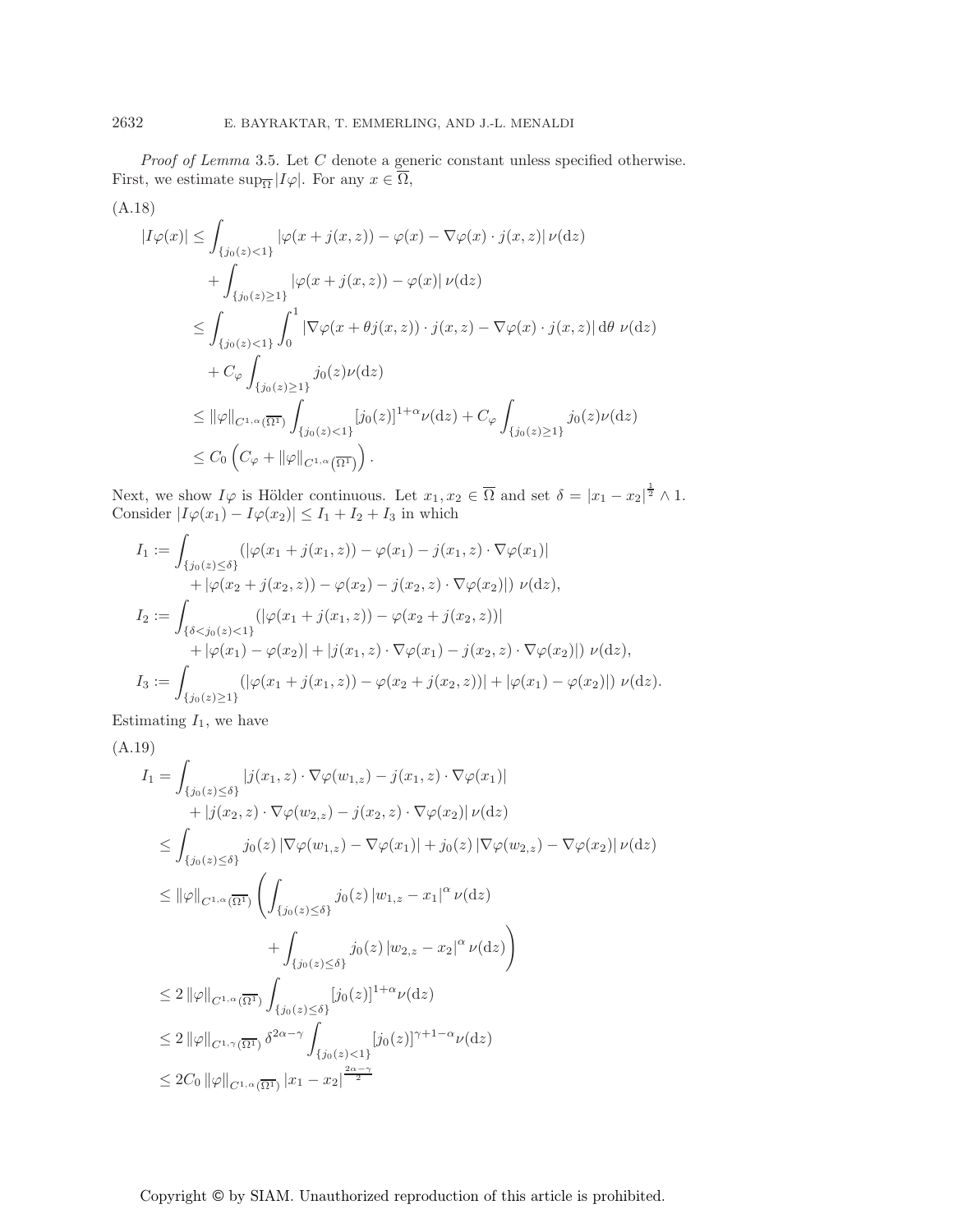*Proof of Lemma* 3.5. Let $C$ denote a generic constant unless specified otherwise. First, we estimate $\sup_{\overline{\Omega}} |I\varphi|$. For any $x \in \overline{\Omega}$,

(A.18)

$$
\begin{aligned}
|I\varphi(x)| &\leq \int_{\{j_0(z)<1\}} |\varphi(x+j(x,z)) - \varphi(x) - \nabla\varphi(x)\cdot j(x,z)|\, \nu(\mathrm{d}z) \\
&\quad + \int_{\{j_0(z)\geq 1\}} |\varphi(x+j(x,z)) - \varphi(x)|\, \nu(\mathrm{d}z) \\
&\leq \int_{\{j_0(z)<1\}} \int_0^1 |\nabla\varphi(x+\theta j(x,z))\cdot j(x,z) - \nabla\varphi(x)\cdot j(x,z)|\, \mathrm{d}\theta\ \nu(\mathrm{d}z) \\
&\quad + C_\varphi \int_{\{j_0(z)\geq 1\}} j_0(z)\nu(\mathrm{d}z) \\
&\leq \|\varphi\|_{C^{1,\alpha}(\overline{\Omega^1})} \int_{\{j_0(z)<1\}} [j_0(z)]^{1+\alpha}\nu(\mathrm{d}z) + C_\varphi \int_{\{j_0(z)\geq 1\}} j_0(z)\nu(\mathrm{d}z) \\
&\leq C_0\left(C_\varphi + \|\varphi\|_{C^{1,\alpha}(\overline{\Omega^1})}\right).
\end{aligned}
$$

Next, we show $I\varphi$ is Hölder continuous. Let $x_1, x_2 \in \overline{\Omega}$ and set $\delta = |x_1 - x_2|^{\frac{1}{2}} \wedge 1$. Consider $|I\varphi(x_1) - I\varphi(x_2)| \leq I_1 + I_2 + I_3$ in which

$$
\begin{aligned}
I_1 &:= \int_{\{j_0(z)\leq\delta\}} \big(|\varphi(x_1+j(x_1,z)) - \varphi(x_1) - j(x_1,z)\cdot\nabla\varphi(x_1)| \\
&\qquad + |\varphi(x_2+j(x_2,z)) - \varphi(x_2) - j(x_2,z)\cdot\nabla\varphi(x_2)|\big)\ \nu(\mathrm{d}z), \\
I_2 &:= \int_{\{\delta<j_0(z)<1\}} \big(|\varphi(x_1+j(x_1,z)) - \varphi(x_2+j(x_2,z))| \\
&\qquad + |\varphi(x_1) - \varphi(x_2)| + |j(x_1,z)\cdot\nabla\varphi(x_1) - j(x_2,z)\cdot\nabla\varphi(x_2)|\big)\ \nu(\mathrm{d}z), \\
I_3 &:= \int_{\{j_0(z)\geq 1\}} \big(|\varphi(x_1+j(x_1,z)) - \varphi(x_2+j(x_2,z))| + |\varphi(x_1) - \varphi(x_2)|\big)\ \nu(\mathrm{d}z).
\end{aligned}
$$

Estimating $I_1$, we have

(A.19)

$$
\begin{aligned}
I_1 &= \int_{\{j_0(z)\leq\delta\}} |j(x_1,z)\cdot\nabla\varphi(w_{1,z}) - j(x_1,z)\cdot\nabla\varphi(x_1)| \\
&\qquad + |j(x_2,z)\cdot\nabla\varphi(w_{2,z}) - j(x_2,z)\cdot\nabla\varphi(x_2)|\, \nu(\mathrm{d}z) \\
&\leq \int_{\{j_0(z)\leq\delta\}} j_0(z)\, |\nabla\varphi(w_{1,z}) - \nabla\varphi(x_1)| + j_0(z)\, |\nabla\varphi(w_{2,z}) - \nabla\varphi(x_2)|\, \nu(\mathrm{d}z) \\
&\leq \|\varphi\|_{C^{1,\alpha}(\overline{\Omega^1})} \left( \int_{\{j_0(z)\leq\delta\}} j_0(z)\, |w_{1,z} - x_1|^\alpha\, \nu(\mathrm{d}z) \right. \\
&\qquad\qquad\qquad \left. + \int_{\{j_0(z)\leq\delta\}} j_0(z)\, |w_{2,z} - x_2|^\alpha\, \nu(\mathrm{d}z) \right) \\
&\leq 2\, \|\varphi\|_{C^{1,\alpha}(\overline{\Omega^1})} \int_{\{j_0(z)\leq\delta\}} [j_0(z)]^{1+\alpha}\nu(\mathrm{d}z) \\
&\leq 2\, \|\varphi\|_{C^{1,\gamma}(\overline{\Omega^1})}\, \delta^{2\alpha-\gamma} \int_{\{j_0(z)<1\}} [j_0(z)]^{\gamma+1-\alpha}\nu(\mathrm{d}z) \\
&\leq 2C_0\, \|\varphi\|_{C^{1,\alpha}(\overline{\Omega^1})}\, |x_1 - x_2|^{\frac{2\alpha-\gamma}{2}}
\end{aligned}
$$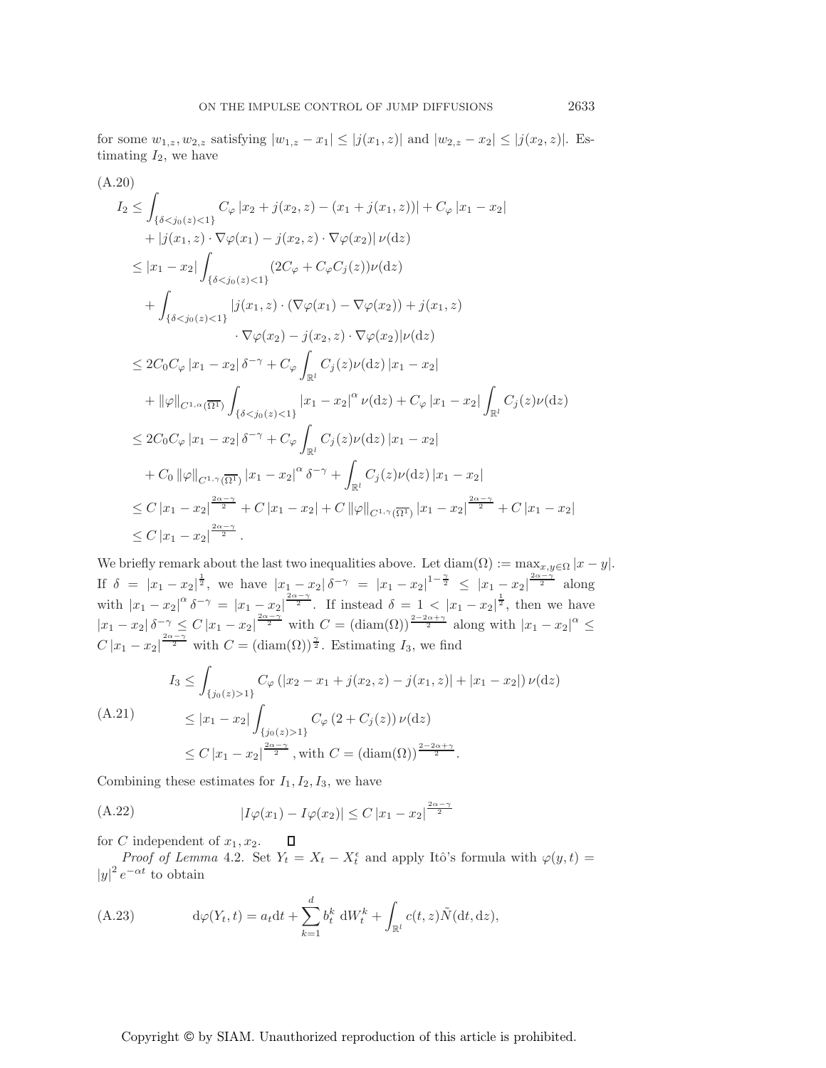for some $w_{1,z}, w_{2,z}$ satisfying $|w_{1,z} - x_1| \le |j(x_1, z)|$ and $|w_{2,z} - x_2| \le |j(x_2, z)|$. Estimating $I_2$, we have

$$
\begin{aligned}
I_2 &\le \int_{\{\delta < j_0(z) < 1\}} C_\varphi \left| x_2 + j(x_2, z) - (x_1 + j(x_1, z)) \right| + C_\varphi \left| x_1 - x_2 \right| \\
&\quad + \left| j(x_1, z) \cdot \nabla\varphi(x_1) - j(x_2, z) \cdot \nabla\varphi(x_2) \right| \nu(\mathrm{d}z) \\
&\le |x_1 - x_2| \int_{\{\delta < j_0(z) < 1\}} (2C_\varphi + C_\varphi C_j(z)) \nu(\mathrm{d}z) \\
&\quad + \int_{\{\delta < j_0(z) < 1\}} |j(x_1, z) \cdot (\nabla\varphi(x_1) - \nabla\varphi(x_2)) + j(x_1, z) \\
&\qquad \cdot \nabla\varphi(x_2) - j(x_2, z) \cdot \nabla\varphi(x_2)| \nu(\mathrm{d}z) \\
&\le 2C_0 C_\varphi |x_1 - x_2| \delta^{-\gamma} + C_\varphi \int_{\mathbb{R}^l} C_j(z) \nu(\mathrm{d}z) |x_1 - x_2| \\
&\quad + \|\varphi\|_{C^{1,\alpha}(\overline{\Omega^1})} \int_{\{\delta < j_0(z) < 1\}} |x_1 - x_2|^\alpha \nu(\mathrm{d}z) + C_\varphi |x_1 - x_2| \int_{\mathbb{R}^l} C_j(z) \nu(\mathrm{d}z) \\
&\le 2C_0 C_\varphi |x_1 - x_2| \delta^{-\gamma} + C_\varphi \int_{\mathbb{R}^l} C_j(z) \nu(\mathrm{d}z) |x_1 - x_2| \\
&\quad + C_0 \|\varphi\|_{C^{1,\gamma}(\overline{\Omega^1})} |x_1 - x_2|^\alpha \delta^{-\gamma} + \int_{\mathbb{R}^l} C_j(z) \nu(\mathrm{d}z) |x_1 - x_2| \\
&\le C |x_1 - x_2|^{\frac{2\alpha - \gamma}{2}} + C |x_1 - x_2| + C \|\varphi\|_{C^{1,\gamma}(\overline{\Omega^1})} |x_1 - x_2|^{\frac{2\alpha - \gamma}{2}} + C |x_1 - x_2| \\
&\le C |x_1 - x_2|^{\frac{2\alpha - \gamma}{2}}.
\end{aligned} \tag{A.20}
$$

We briefly remark about the last two inequalities above. Let $\operatorname{diam}(\Omega) := \max_{x,y \in \Omega} |x - y|$. If $\delta = |x_1 - x_2|^{\frac{1}{2}}$, we have $|x_1 - x_2| \delta^{-\gamma} = |x_1 - x_2|^{1 - \frac{\gamma}{2}} \le |x_1 - x_2|^{\frac{2\alpha - \gamma}{2}}$ along with $|x_1 - x_2|^\alpha \delta^{-\gamma} = |x_1 - x_2|^{\frac{2\alpha - \gamma}{2}}$. If instead $\delta = 1 < |x_1 - x_2|^{\frac{1}{2}}$, then we have $|x_1 - x_2| \delta^{-\gamma} \le C |x_1 - x_2|^{\frac{2\alpha - \gamma}{2}}$ with $C = (\operatorname{diam}(\Omega))^{\frac{2 - 2\alpha + \gamma}{2}}$ along with $|x_1 - x_2|^\alpha \le C |x_1 - x_2|^{\frac{2\alpha - \gamma}{2}}$ with $C = (\operatorname{diam}(\Omega))^{\frac{\gamma}{2}}$. Estimating $I_3$, we find

$$
\begin{aligned}
I_3 &\le \int_{\{j_0(z) > 1\}} C_\varphi \left( |x_2 - x_1 + j(x_2, z) - j(x_1, z)| + |x_1 - x_2| \right) \nu(\mathrm{d}z) \\
&\le |x_1 - x_2| \int_{\{j_0(z) > 1\}} C_\varphi \left( 2 + C_j(z) \right) \nu(\mathrm{d}z) \\
&\le C |x_1 - x_2|^{\frac{2\alpha - \gamma}{2}}, \text{with } C = (\operatorname{diam}(\Omega))^{\frac{2 - 2\alpha + \gamma}{2}}.
\end{aligned} \tag{A.21}
$$

Combining these estimates for $I_1, I_2, I_3$, we have

$$
|I\varphi(x_1) - I\varphi(x_2)| \le C |x_1 - x_2|^{\frac{2\alpha - \gamma}{2}} \tag{A.22}
$$

for $C$ independent of $x_1, x_2$. ◻

*Proof of Lemma* 4.2. Set $Y_t = X_t - X_t^\epsilon$ and apply Itô's formula with $\varphi(y, t) = |y|^2 e^{-\alpha t}$ to obtain

$$
\mathrm{d}\varphi(Y_t, t) = a_t \mathrm{d}t + \sum_{k=1}^{d} b_t^k \, \mathrm{d}W_t^k + \int_{\mathbb{R}^l} c(t, z) \tilde{N}(\mathrm{d}t, \mathrm{d}z), \tag{A.23}
$$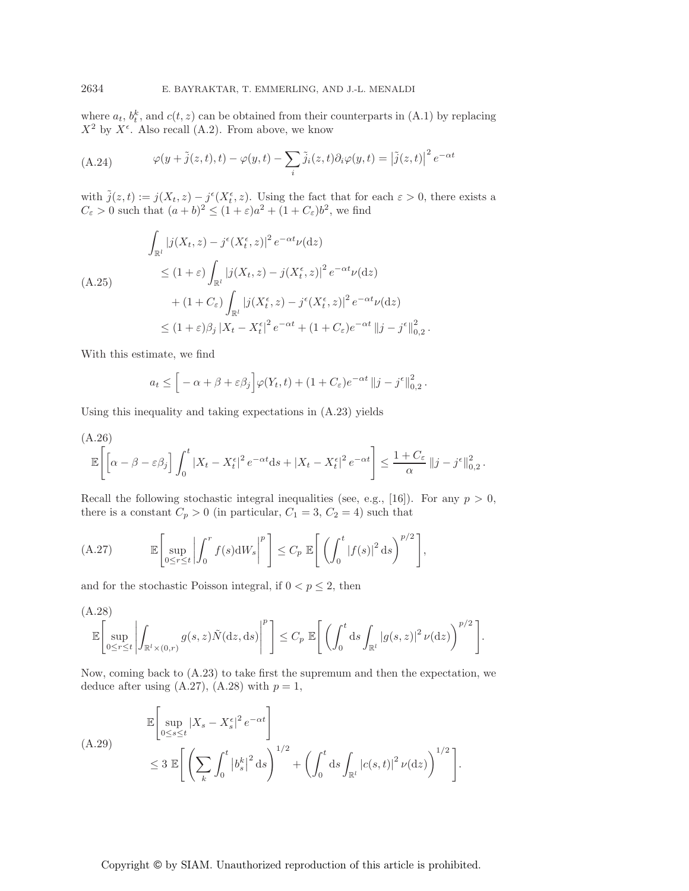where $a_t$, $b_t^k$, and $c(t,z)$ can be obtained from their counterparts in (A.1) by replacing $X^2$ by $X^\epsilon$. Also recall (A.2). From above, we know

$$\varphi(y + \tilde{j}(z,t), t) - \varphi(y,t) - \sum_i \tilde{j}_i(z,t)\partial_i \varphi(y,t) = \left|\tilde{j}(z,t)\right|^2 e^{-\alpha t} \tag{A.24}$$

with $\tilde{j}(z,t) := j(X_t, z) - j^\epsilon(X_t^\epsilon, z)$. Using the fact that for each $\varepsilon > 0$, there exists a $C_\varepsilon > 0$ such that $(a+b)^2 \leq (1+\varepsilon)a^2 + (1+C_\varepsilon)b^2$, we find

$$\begin{aligned}
&\int_{\mathbb{R}^l} \left|j(X_t,z) - j^\epsilon(X_t^\epsilon, z)\right|^2 e^{-\alpha t}\nu(\mathrm{d}z) \\
&\quad \leq (1+\varepsilon)\int_{\mathbb{R}^l} \left|j(X_t,z) - j(X_t^\epsilon,z)\right|^2 e^{-\alpha t}\nu(\mathrm{d}z) \\
&\qquad + (1+C_\varepsilon)\int_{\mathbb{R}^l} \left|j(X_t^\epsilon,z) - j^\epsilon(X_t^\epsilon,z)\right|^2 e^{-\alpha t}\nu(\mathrm{d}z) \\
&\quad \leq (1+\varepsilon)\beta_j \left|X_t - X_t^\epsilon\right|^2 e^{-\alpha t} + (1+C_\varepsilon)e^{-\alpha t}\left\|j - j^\epsilon\right\|_{0,2}^2.
\end{aligned} \tag{A.25}$$

With this estimate, we find

$$a_t \leq \Big[-\alpha + \beta + \varepsilon\beta_j\Big]\varphi(Y_t, t) + (1+C_\varepsilon)e^{-\alpha t}\left\|j - j^\epsilon\right\|_{0,2}^2.$$

Using this inequality and taking expectations in (A.23) yields

$$\mathbb{E}\Bigg[\Big[\alpha - \beta - \varepsilon\beta_j\Big]\int_0^t \left|X_t - X_t^\epsilon\right|^2 e^{-\alpha t}\mathrm{d}s + \left|X_t - X_t^\epsilon\right|^2 e^{-\alpha t}\Bigg] \leq \frac{1+C_\varepsilon}{\alpha}\left\|j - j^\epsilon\right\|_{0,2}^2. \tag{A.26}$$

Recall the following stochastic integral inequalities (see, e.g., [16]). For any $p > 0$, there is a constant $C_p > 0$ (in particular, $C_1 = 3$, $C_2 = 4$) such that

$$\mathbb{E}\Bigg[\sup_{0\leq r\leq t}\left|\int_0^r f(s)\mathrm{d}W_s\right|^p\Bigg] \leq C_p\,\mathbb{E}\Bigg[\bigg(\int_0^t |f(s)|^2\,\mathrm{d}s\bigg)^{p/2}\Bigg], \tag{A.27}$$

and for the stochastic Poisson integral, if $0 < p \leq 2$, then

$$\mathbb{E}\Bigg[\sup_{0\leq r\leq t}\left|\int_{\mathbb{R}^l\times(0,r)} g(s,z)\tilde{N}(\mathrm{d}z,\mathrm{d}s)\right|^p\Bigg] \leq C_p\,\mathbb{E}\Bigg[\bigg(\int_0^t \mathrm{d}s\int_{\mathbb{R}^l}|g(s,z)|^2\,\nu(\mathrm{d}z)\bigg)^{p/2}\Bigg]. \tag{A.28}$$

Now, coming back to (A.23) to take first the supremum and then the expectation, we deduce after using (A.27), (A.28) with $p = 1$,

$$\begin{aligned}
&\mathbb{E}\Bigg[\sup_{0\leq s\leq t}\left|X_s - X_s^\epsilon\right|^2 e^{-\alpha t}\Bigg] \\
&\quad \leq 3\,\mathbb{E}\Bigg[\bigg(\sum_k\int_0^t \left|b_s^k\right|^2\mathrm{d}s\bigg)^{1/2} + \bigg(\int_0^t \mathrm{d}s\int_{\mathbb{R}^l}|c(s,t)|^2\,\nu(\mathrm{d}z)\bigg)^{1/2}\Bigg].
\end{aligned} \tag{A.29}$$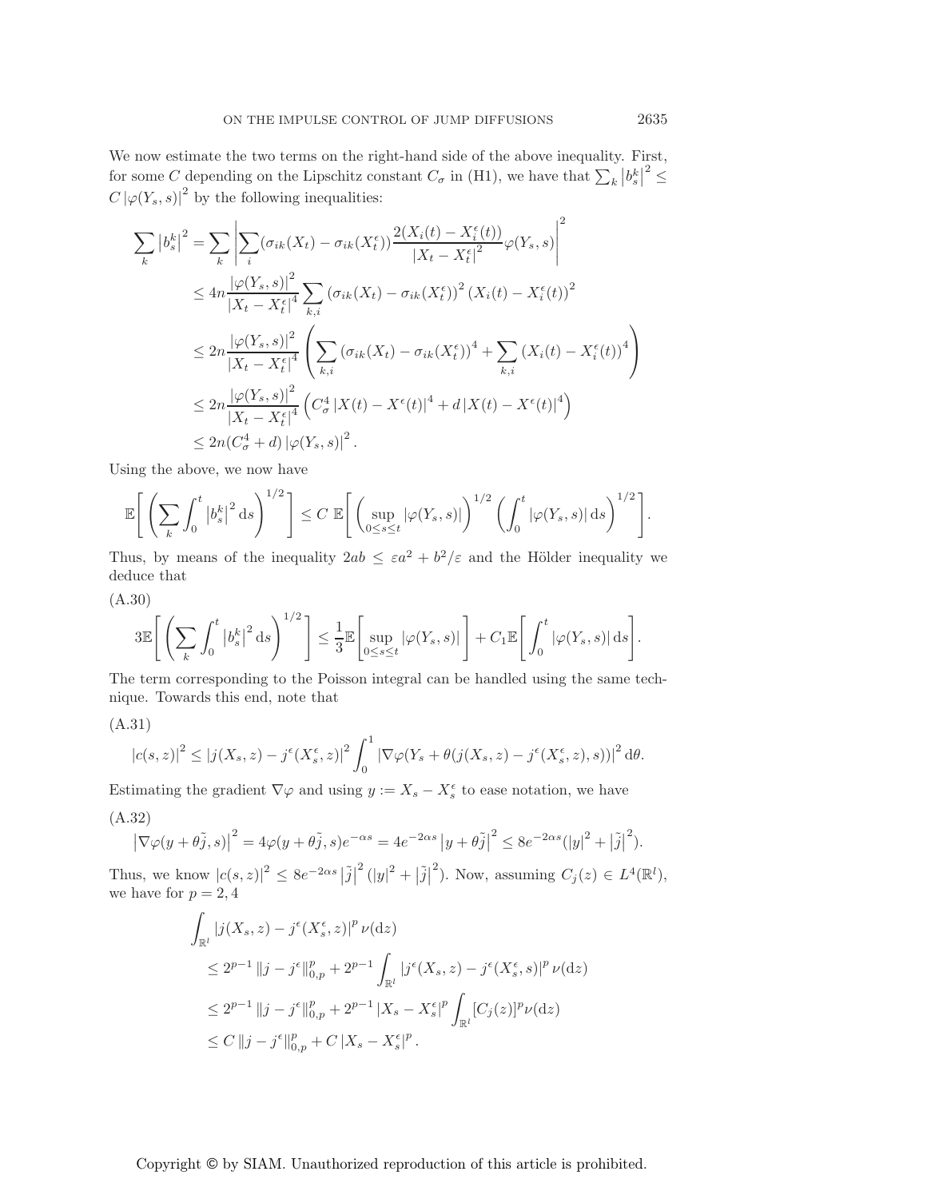We now estimate the two terms on the right-hand side of the above inequality. First, for some $C$ depending on the Lipschitz constant $C_\sigma$ in (H1), we have that $\sum_k |b_s^k|^2 \leq C |\varphi(Y_s, s)|^2$ by the following inequalities:

$$
\begin{aligned}
\sum_k |b_s^k|^2 &= \sum_k \left| \sum_i (\sigma_{ik}(X_t) - \sigma_{ik}(X_t^\epsilon)) \frac{2(X_i(t) - X_i^\epsilon(t))}{|X_t - X_t^\epsilon|^2} \varphi(Y_s, s) \right|^2 \\
&\leq 4n \frac{|\varphi(Y_s, s)|^2}{|X_t - X_t^\epsilon|^4} \sum_{k,i} (\sigma_{ik}(X_t) - \sigma_{ik}(X_t^\epsilon))^2 (X_i(t) - X_i^\epsilon(t))^2 \\
&\leq 2n \frac{|\varphi(Y_s, s)|^2}{|X_t - X_t^\epsilon|^4} \left( \sum_{k,i} (\sigma_{ik}(X_t) - \sigma_{ik}(X_t^\epsilon))^4 + \sum_{k,i} (X_i(t) - X_i^\epsilon(t))^4 \right) \\
&\leq 2n \frac{|\varphi(Y_s, s)|^2}{|X_t - X_t^\epsilon|^4} \left( C_\sigma^4 |X(t) - X^\epsilon(t)|^4 + d |X(t) - X^\epsilon(t)|^4 \right) \\
&\leq 2n(C_\sigma^4 + d) |\varphi(Y_s, s)|^2.
\end{aligned}
$$

Using the above, we now have

$$
\mathbb{E}\left[ \left( \sum_k \int_0^t |b_s^k|^2 \, \mathrm{d}s \right)^{1/2} \right] \leq C \, \mathbb{E}\left[ \left( \sup_{0 \leq s \leq t} |\varphi(Y_s, s)| \right)^{1/2} \left( \int_0^t |\varphi(Y_s, s)| \, \mathrm{d}s \right)^{1/2} \right].
$$

Thus, by means of the inequality $2ab \leq \varepsilon a^2 + b^2/\varepsilon$ and the Hölder inequality we deduce that

(A.30)
$$
3\mathbb{E}\left[ \left( \sum_k \int_0^t |b_s^k|^2 \, \mathrm{d}s \right)^{1/2} \right] \leq \frac{1}{3} \mathbb{E}\left[ \sup_{0 \leq s \leq t} |\varphi(Y_s, s)| \right] + C_1 \mathbb{E}\left[ \int_0^t |\varphi(Y_s, s)| \, \mathrm{d}s \right].
$$

The term corresponding to the Poisson integral can be handled using the same technique. Towards this end, note that

(A.31)
$$
|c(s, z)|^2 \leq |j(X_s, z) - j^\epsilon(X_s^\epsilon, z)|^2 \int_0^1 |\nabla \varphi(Y_s + \theta(j(X_s, z) - j^\epsilon(X_s^\epsilon, z), s))|^2 \, \mathrm{d}\theta.
$$

Estimating the gradient $\nabla\varphi$ and using $y := X_s - X_s^\epsilon$ to ease notation, we have

(A.32)
$$
|\nabla \varphi(y + \theta\tilde{j}, s)|^2 = 4\varphi(y + \theta\tilde{j}, s) e^{-\alpha s} = 4e^{-2\alpha s} |y + \theta\tilde{j}|^2 \leq 8e^{-2\alpha s}(|y|^2 + |\tilde{j}|^2).
$$

Thus, we know $|c(s, z)|^2 \leq 8e^{-2\alpha s} |\tilde{j}|^2 (|y|^2 + |\tilde{j}|^2)$. Now, assuming $C_j(z) \in L^4(\mathbb{R}^l)$, we have for $p = 2, 4$

$$
\begin{aligned}
&\int_{\mathbb{R}^l} |j(X_s, z) - j^\epsilon(X_s^\epsilon, z)|^p \, \nu(\mathrm{d}z) \\
&\quad \leq 2^{p-1} \|j - j^\epsilon\|_{0,p}^p + 2^{p-1} \int_{\mathbb{R}^l} |j^\epsilon(X_s, z) - j^\epsilon(X_s^\epsilon, s)|^p \, \nu(\mathrm{d}z) \\
&\quad \leq 2^{p-1} \|j - j^\epsilon\|_{0,p}^p + 2^{p-1} |X_s - X_s^\epsilon|^p \int_{\mathbb{R}^l} [C_j(z)]^p \nu(\mathrm{d}z) \\
&\quad \leq C \|j - j^\epsilon\|_{0,p}^p + C |X_s - X_s^\epsilon|^p.
\end{aligned}
$$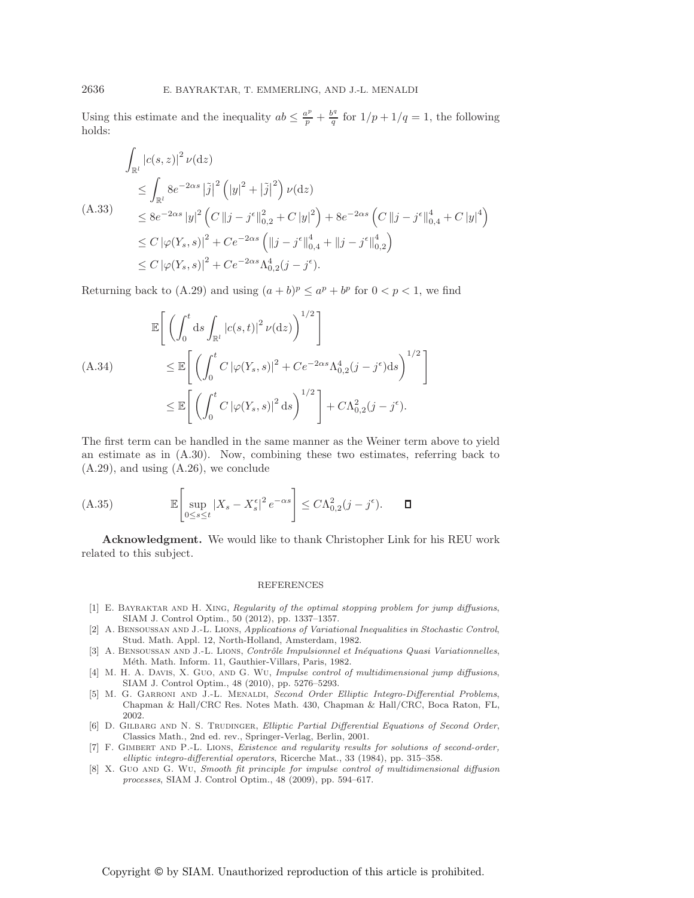Using this estimate and the inequality $ab \leq \frac{a^p}{p} + \frac{b^q}{q}$ for $1/p + 1/q = 1$, the following holds:

$$
\begin{aligned}
\int_{\mathbb{R}^l} |c(s,z)|^2 \, \nu(\mathrm{d}z) & \\
&\leq \int_{\mathbb{R}^l} 8e^{-2\alpha s} \left|\tilde{j}\right|^2 \left(|y|^2 + \left|\tilde{j}\right|^2\right) \nu(\mathrm{d}z) \\
&\leq 8e^{-2\alpha s} |y|^2 \left(C \left\|j - j^\epsilon\right\|_{0,2}^2 + C|y|^2\right) + 8e^{-2\alpha s} \left(C \left\|j - j^\epsilon\right\|_{0,4}^4 + C|y|^4\right) \\
&\leq C |\varphi(Y_s,s)|^2 + Ce^{-2\alpha s} \left(\left\|j - j^\epsilon\right\|_{0,4}^4 + \left\|j - j^\epsilon\right\|_{0,2}^4\right) \\
&\leq C |\varphi(Y_s,s)|^2 + Ce^{-2\alpha s} \Lambda_{0,2}^4 (j - j^\epsilon).
\end{aligned}
\tag{A.33}
$$

Returning back to (A.29) and using $(a+b)^p \leq a^p + b^p$ for $0 < p < 1$, we find

$$
\begin{aligned}
\mathbb{E}\left[ \left( \int_0^t \mathrm{d}s \int_{\mathbb{R}^l} |c(s,t)|^2 \, \nu(\mathrm{d}z) \right)^{1/2} \right] & \\
&\leq \mathbb{E}\left[ \left( \int_0^t C |\varphi(Y_s,s)|^2 + Ce^{-2\alpha s} \Lambda_{0,2}^4 (j - j^\epsilon) \mathrm{d}s \right)^{1/2} \right] \\
&\leq \mathbb{E}\left[ \left( \int_0^t C |\varphi(Y_s,s)|^2 \, \mathrm{d}s \right)^{1/2} \right] + C\Lambda_{0,2}^2 (j - j^\epsilon).
\end{aligned}
\tag{A.34}
$$

The first term can be handled in the same manner as the Weiner term above to yield an estimate as in (A.30). Now, combining these two estimates, referring back to (A.29), and using (A.26), we conclude

$$
\mathbb{E}\left[ \sup_{0 \leq s \leq t} |X_s - X_s^\epsilon|^2 e^{-\alpha s} \right] \leq C\Lambda_{0,2}^2 (j - j^\epsilon). \qquad \square
\tag{A.35}
$$

**Acknowledgment.** We would like to thank Christopher Link for his REU work related to this subject.

## REFERENCES

[1] E. Bayraktar and H. Xing, *Regularity of the optimal stopping problem for jump diffusions*, SIAM J. Control Optim., 50 (2012), pp. 1337–1357.

[2] A. Bensoussan and J.-L. Lions, *Applications of Variational Inequalities in Stochastic Control*, Stud. Math. Appl. 12, North-Holland, Amsterdam, 1982.

[3] A. Bensoussan and J.-L. Lions, *Contrôle Impulsionnel et Inéquations Quasi Variationnelles*, Méth. Math. Inform. 11, Gauthier-Villars, Paris, 1982.

[4] M. H. A. Davis, X. Guo, and G. Wu, *Impulse control of multidimensional jump diffusions*, SIAM J. Control Optim., 48 (2010), pp. 5276–5293.

[5] M. G. Garroni and J.-L. Menaldi, *Second Order Elliptic Integro-Differential Problems*, Chapman & Hall/CRC Res. Notes Math. 430, Chapman & Hall/CRC, Boca Raton, FL, 2002.

[6] D. Gilbarg and N. S. Trudinger, *Elliptic Partial Differential Equations of Second Order*, Classics Math., 2nd ed. rev., Springer-Verlag, Berlin, 2001.

[7] F. Gimbert and P.-L. Lions, *Existence and regularity results for solutions of second-order, elliptic integro-differential operators*, Ricerche Mat., 33 (1984), pp. 315–358.

[8] X. Guo and G. Wu, *Smooth fit principle for impulse control of multidimensional diffusion processes*, SIAM J. Control Optim., 48 (2009), pp. 594–617.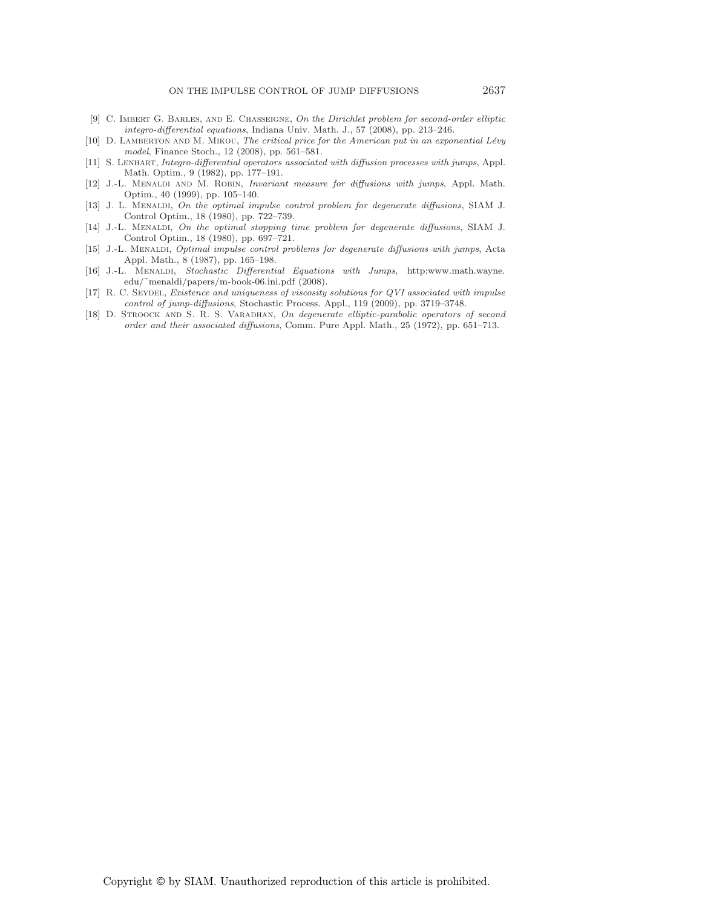[9] C. Imbert G. Barles, and E. Chasseigne, *On the Dirichlet problem for second-order elliptic integro-differential equations*, Indiana Univ. Math. J., 57 (2008), pp. 213–246.

[10] D. Lamberton and M. Mikou, *The critical price for the American put in an exponential Lévy model*, Finance Stoch., 12 (2008), pp. 561–581.

[11] S. Lenhart, *Integro-differential operators associated with diffusion processes with jumps*, Appl. Math. Optim., 9 (1982), pp. 177–191.

[12] J.-L. Menaldi and M. Robin, *Invariant measure for diffusions with jumps*, Appl. Math. Optim., 40 (1999), pp. 105–140.

[13] J. L. Menaldi, *On the optimal impulse control problem for degenerate diffusions*, SIAM J. Control Optim., 18 (1980), pp. 722–739.

[14] J.-L. Menaldi, *On the optimal stopping time problem for degenerate diffusions*, SIAM J. Control Optim., 18 (1980), pp. 697–721.

[15] J.-L. Menaldi, *Optimal impulse control problems for degenerate diffusions with jumps*, Acta Appl. Math., 8 (1987), pp. 165–198.

[16] J.-L. Menaldi, *Stochastic Differential Equations with Jumps*, http:www.math.wayne.edu/~menaldi/papers/m-book-06.ini.pdf (2008).

[17] R. C. Seydel, *Existence and uniqueness of viscosity solutions for QVI associated with impulse control of jump-diffusions*, Stochastic Process. Appl., 119 (2009), pp. 3719–3748.

[18] D. Stroock and S. R. S. Varadhan, *On degenerate elliptic-parabolic operators of second order and their associated diffusions*, Comm. Pure Appl. Math., 25 (1972), pp. 651–713.